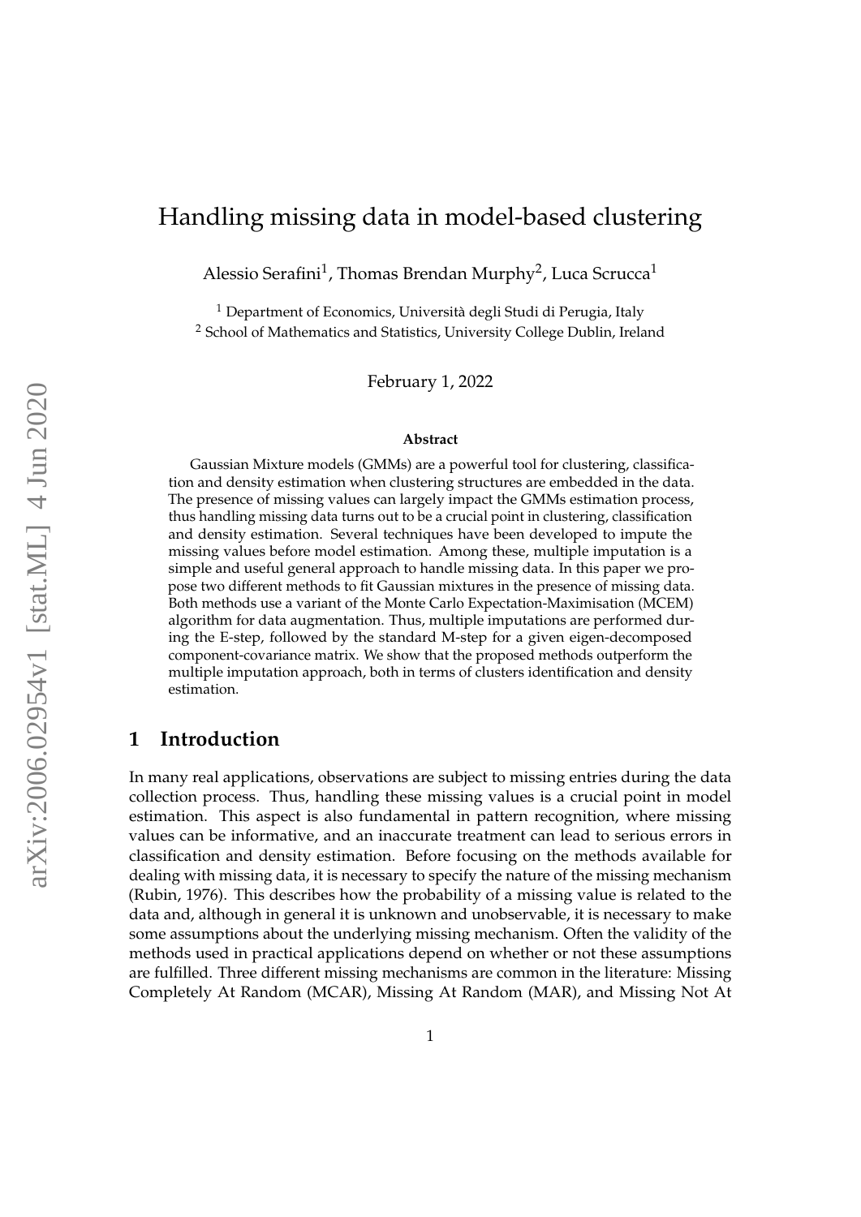# Handling missing data in model-based clustering

Alessio Serafini[1], Thomas Brendan Murphy[2], Luca Scrucca[1]

[1] Department of Economics, Università degli Studi di Perugia, Italy
[2] School of Mathematics and Statistics, University College Dublin, Ireland

February 1, 2022

### Abstract

Gaussian Mixture models (GMMs) are a powerful tool for clustering, classification and density estimation when clustering structures are embedded in the data. The presence of missing values can largely impact the GMMs estimation process, thus handling missing data turns out to be a crucial point in clustering, classification and density estimation. Several techniques have been developed to impute the missing values before model estimation. Among these, multiple imputation is a simple and useful general approach to handle missing data. In this paper we propose two different methods to fit Gaussian mixtures in the presence of missing data. Both methods use a variant of the Monte Carlo Expectation-Maximisation (MCEM) algorithm for data augmentation. Thus, multiple imputations are performed during the E-step, followed by the standard M-step for a given eigen-decomposed component-covariance matrix. We show that the proposed methods outperform the multiple imputation approach, both in terms of clusters identification and density estimation.

## 1 Introduction

In many real applications, observations are subject to missing entries during the data collection process. Thus, handling these missing values is a crucial point in model estimation. This aspect is also fundamental in pattern recognition, where missing values can be informative, and an inaccurate treatment can lead to serious errors in classification and density estimation. Before focusing on the methods available for dealing with missing data, it is necessary to specify the nature of the missing mechanism (Rubin, 1976). This describes how the probability of a missing value is related to the data and, although in general it is unknown and unobservable, it is necessary to make some assumptions about the underlying missing mechanism. Often the validity of the methods used in practical applications depend on whether or not these assumptions are fulfilled. Three different missing mechanisms are common in the literature: Missing Completely At Random (MCAR), Missing At Random (MAR), and Missing Not At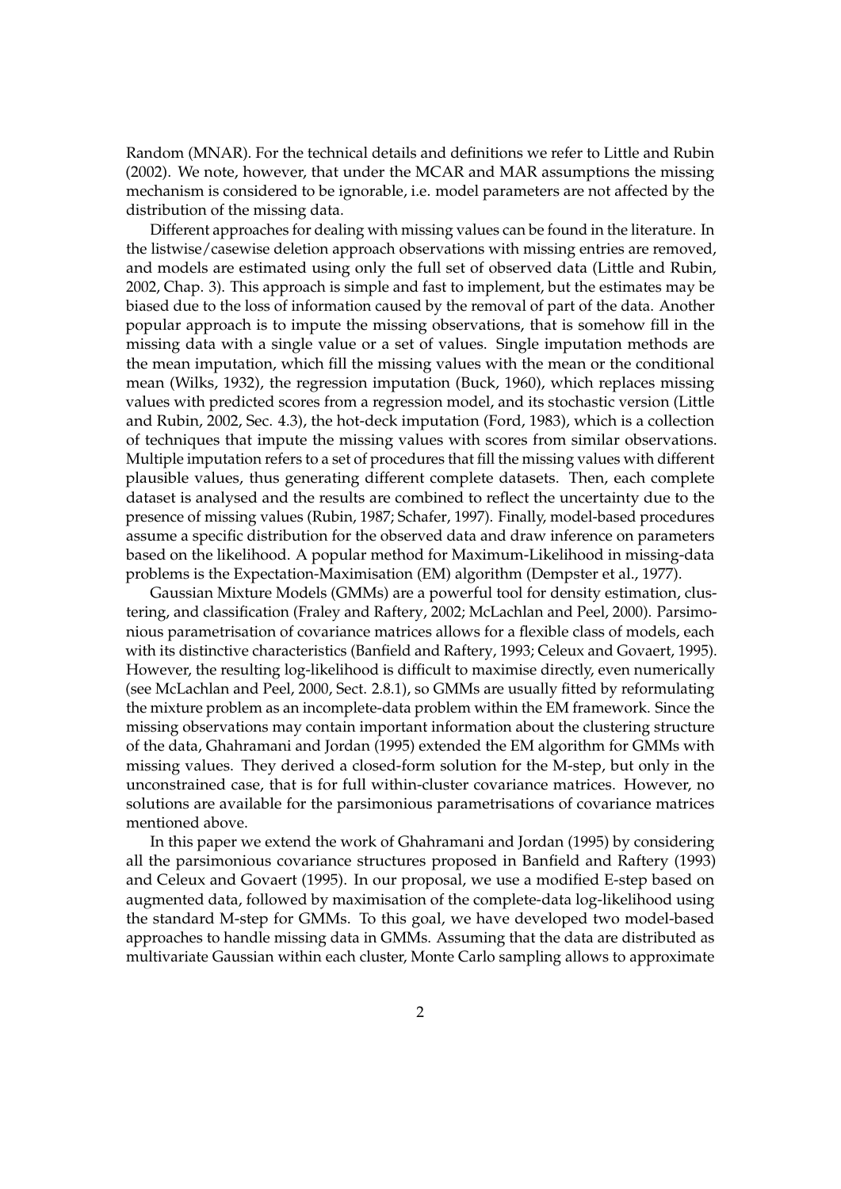Random (MNAR). For the technical details and definitions we refer to Little and Rubin (2002). We note, however, that under the MCAR and MAR assumptions the missing mechanism is considered to be ignorable, i.e. model parameters are not affected by the distribution of the missing data.

Different approaches for dealing with missing values can be found in the literature. In the listwise/casewise deletion approach observations with missing entries are removed, and models are estimated using only the full set of observed data (Little and Rubin, 2002, Chap. 3). This approach is simple and fast to implement, but the estimates may be biased due to the loss of information caused by the removal of part of the data. Another popular approach is to impute the missing observations, that is somehow fill in the missing data with a single value or a set of values. Single imputation methods are the mean imputation, which fill the missing values with the mean or the conditional mean (Wilks, 1932), the regression imputation (Buck, 1960), which replaces missing values with predicted scores from a regression model, and its stochastic version (Little and Rubin, 2002, Sec. 4.3), the hot-deck imputation (Ford, 1983), which is a collection of techniques that impute the missing values with scores from similar observations. Multiple imputation refers to a set of procedures that fill the missing values with different plausible values, thus generating different complete datasets. Then, each complete dataset is analysed and the results are combined to reflect the uncertainty due to the presence of missing values (Rubin, 1987; Schafer, 1997). Finally, model-based procedures assume a specific distribution for the observed data and draw inference on parameters based on the likelihood. A popular method for Maximum-Likelihood in missing-data problems is the Expectation-Maximisation (EM) algorithm (Dempster et al., 1977).

Gaussian Mixture Models (GMMs) are a powerful tool for density estimation, clustering, and classification (Fraley and Raftery, 2002; McLachlan and Peel, 2000). Parsimonious parametrisation of covariance matrices allows for a flexible class of models, each with its distinctive characteristics (Banfield and Raftery, 1993; Celeux and Govaert, 1995). However, the resulting log-likelihood is difficult to maximise directly, even numerically (see McLachlan and Peel, 2000, Sect. 2.8.1), so GMMs are usually fitted by reformulating the mixture problem as an incomplete-data problem within the EM framework. Since the missing observations may contain important information about the clustering structure of the data, Ghahramani and Jordan (1995) extended the EM algorithm for GMMs with missing values. They derived a closed-form solution for the M-step, but only in the unconstrained case, that is for full within-cluster covariance matrices. However, no solutions are available for the parsimonious parametrisations of covariance matrices mentioned above.

In this paper we extend the work of Ghahramani and Jordan (1995) by considering all the parsimonious covariance structures proposed in Banfield and Raftery (1993) and Celeux and Govaert (1995). In our proposal, we use a modified E-step based on augmented data, followed by maximisation of the complete-data log-likelihood using the standard M-step for GMMs. To this goal, we have developed two model-based approaches to handle missing data in GMMs. Assuming that the data are distributed as multivariate Gaussian within each cluster, Monte Carlo sampling allows to approximate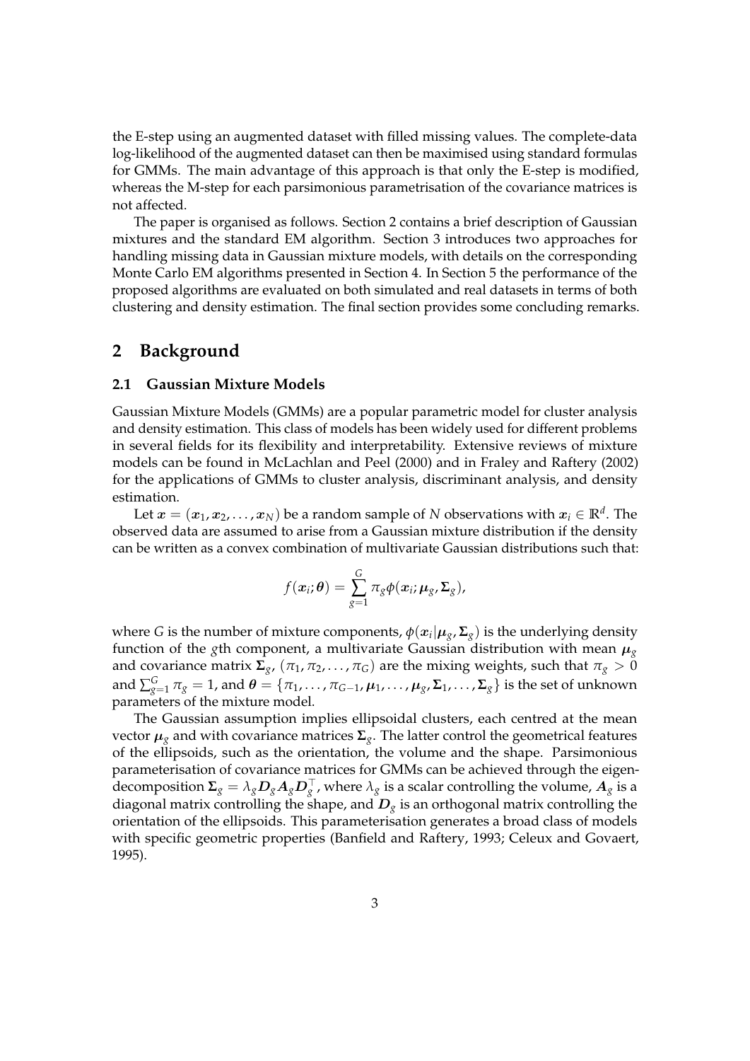the E-step using an augmented dataset with filled missing values. The complete-data log-likelihood of the augmented dataset can then be maximised using standard formulas for GMMs. The main advantage of this approach is that only the E-step is modified, whereas the M-step for each parsimonious parametrisation of the covariance matrices is not affected.

The paper is organised as follows. Section 2 contains a brief description of Gaussian mixtures and the standard EM algorithm. Section 3 introduces two approaches for handling missing data in Gaussian mixture models, with details on the corresponding Monte Carlo EM algorithms presented in Section 4. In Section 5 the performance of the proposed algorithms are evaluated on both simulated and real datasets in terms of both clustering and density estimation. The final section provides some concluding remarks.

## 2 Background

### 2.1 Gaussian Mixture Models

Gaussian Mixture Models (GMMs) are a popular parametric model for cluster analysis and density estimation. This class of models has been widely used for different problems in several fields for its flexibility and interpretability. Extensive reviews of mixture models can be found in McLachlan and Peel (2000) and in Fraley and Raftery (2002) for the applications of GMMs to cluster analysis, discriminant analysis, and density estimation.

Let $\boldsymbol{x} = (\boldsymbol{x}_1, \boldsymbol{x}_2, \ldots, \boldsymbol{x}_N)$ be a random sample of $N$ observations with $\boldsymbol{x}_i \in \mathbb{R}^d$. The observed data are assumed to arise from a Gaussian mixture distribution if the density can be written as a convex combination of multivariate Gaussian distributions such that:

$$f(\boldsymbol{x}_i; \boldsymbol{\theta}) = \sum_{g=1}^{G} \pi_g \phi(\boldsymbol{x}_i; \boldsymbol{\mu}_g, \boldsymbol{\Sigma}_g),$$

where $G$ is the number of mixture components, $\phi(\boldsymbol{x}_i | \boldsymbol{\mu}_g, \boldsymbol{\Sigma}_g)$ is the underlying density function of the $g$th component, a multivariate Gaussian distribution with mean $\boldsymbol{\mu}_g$ and covariance matrix $\boldsymbol{\Sigma}_g$, $(\pi_1, \pi_2, \ldots, \pi_G)$ are the mixing weights, such that $\pi_g > 0$ and $\sum_{g=1}^{G} \pi_g = 1$, and $\boldsymbol{\theta} = \{\pi_1, \ldots, \pi_{G-1}, \boldsymbol{\mu}_1, \ldots, \boldsymbol{\mu}_g, \boldsymbol{\Sigma}_1, \ldots, \boldsymbol{\Sigma}_g\}$ is the set of unknown parameters of the mixture model.

The Gaussian assumption implies ellipsoidal clusters, each centred at the mean vector $\boldsymbol{\mu}_g$ and with covariance matrices $\boldsymbol{\Sigma}_g$. The latter control the geometrical features of the ellipsoids, such as the orientation, the volume and the shape. Parsimonious parameterisation of covariance matrices for GMMs can be achieved through the eigen-decomposition $\boldsymbol{\Sigma}_g = \lambda_g \boldsymbol{D}_g \boldsymbol{A}_g \boldsymbol{D}_g^\top$, where $\lambda_g$ is a scalar controlling the volume, $\boldsymbol{A}_g$ is a diagonal matrix controlling the shape, and $\boldsymbol{D}_g$ is an orthogonal matrix controlling the orientation of the ellipsoids. This parameterisation generates a broad class of models with specific geometric properties (Banfield and Raftery, 1993; Celeux and Govaert, 1995).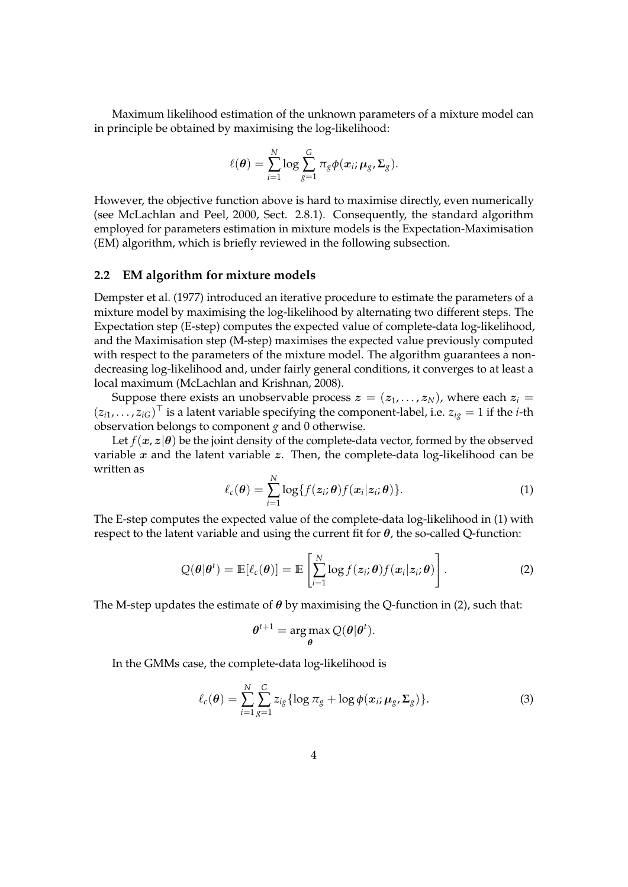Maximum likelihood estimation of the unknown parameters of a mixture model can in principle be obtained by maximising the log-likelihood:

$$\ell(\boldsymbol{\theta}) = \sum_{i=1}^{N} \log \sum_{g=1}^{G} \pi_g \phi(\boldsymbol{x}_i; \boldsymbol{\mu}_g, \boldsymbol{\Sigma}_g).$$

However, the objective function above is hard to maximise directly, even numerically (see McLachlan and Peel, 2000, Sect. 2.8.1). Consequently, the standard algorithm employed for parameters estimation in mixture models is the Expectation-Maximisation (EM) algorithm, which is briefly reviewed in the following subsection.

## 2.2 EM algorithm for mixture models

Dempster et al. (1977) introduced an iterative procedure to estimate the parameters of a mixture model by maximising the log-likelihood by alternating two different steps. The Expectation step (E-step) computes the expected value of complete-data log-likelihood, and the Maximisation step (M-step) maximises the expected value previously computed with respect to the parameters of the mixture model. The algorithm guarantees a non-decreasing log-likelihood and, under fairly general conditions, it converges to at least a local maximum (McLachlan and Krishnan, 2008).

Suppose there exists an unobservable process $\boldsymbol{z} = (\boldsymbol{z}_1, \ldots, \boldsymbol{z}_N)$, where each $\boldsymbol{z}_i = (z_{i1}, \ldots, z_{iG})^\top$ is a latent variable specifying the component-label, i.e. $z_{ig} = 1$ if the $i$-th observation belongs to component $g$ and 0 otherwise.

Let $f(\boldsymbol{x}, \boldsymbol{z}|\boldsymbol{\theta})$ be the joint density of the complete-data vector, formed by the observed variable $\boldsymbol{x}$ and the latent variable $\boldsymbol{z}$. Then, the complete-data log-likelihood can be written as

$$\ell_c(\boldsymbol{\theta}) = \sum_{i=1}^{N} \log\{f(\boldsymbol{z}_i; \boldsymbol{\theta}) f(\boldsymbol{x}_i|\boldsymbol{z}_i; \boldsymbol{\theta})\}. \tag{1}$$

The E-step computes the expected value of the complete-data log-likelihood in (1) with respect to the latent variable and using the current fit for $\boldsymbol{\theta}$, the so-called Q-function:

$$Q(\boldsymbol{\theta}|\boldsymbol{\theta}^t) = \mathbb{E}[\ell_c(\boldsymbol{\theta})] = \mathbb{E}\left[\sum_{i=1}^{N} \log f(\boldsymbol{z}_i; \boldsymbol{\theta}) f(\boldsymbol{x}_i|\boldsymbol{z}_i; \boldsymbol{\theta})\right]. \tag{2}$$

The M-step updates the estimate of $\boldsymbol{\theta}$ by maximising the Q-function in (2), such that:

$$\boldsymbol{\theta}^{t+1} = \arg\max_{\boldsymbol{\theta}} Q(\boldsymbol{\theta}|\boldsymbol{\theta}^t).$$

In the GMMs case, the complete-data log-likelihood is

$$\ell_c(\boldsymbol{\theta}) = \sum_{i=1}^{N} \sum_{g=1}^{G} z_{ig}\{\log \pi_g + \log \phi(\boldsymbol{x}_i; \boldsymbol{\mu}_g, \boldsymbol{\Sigma}_g)\}. \tag{3}$$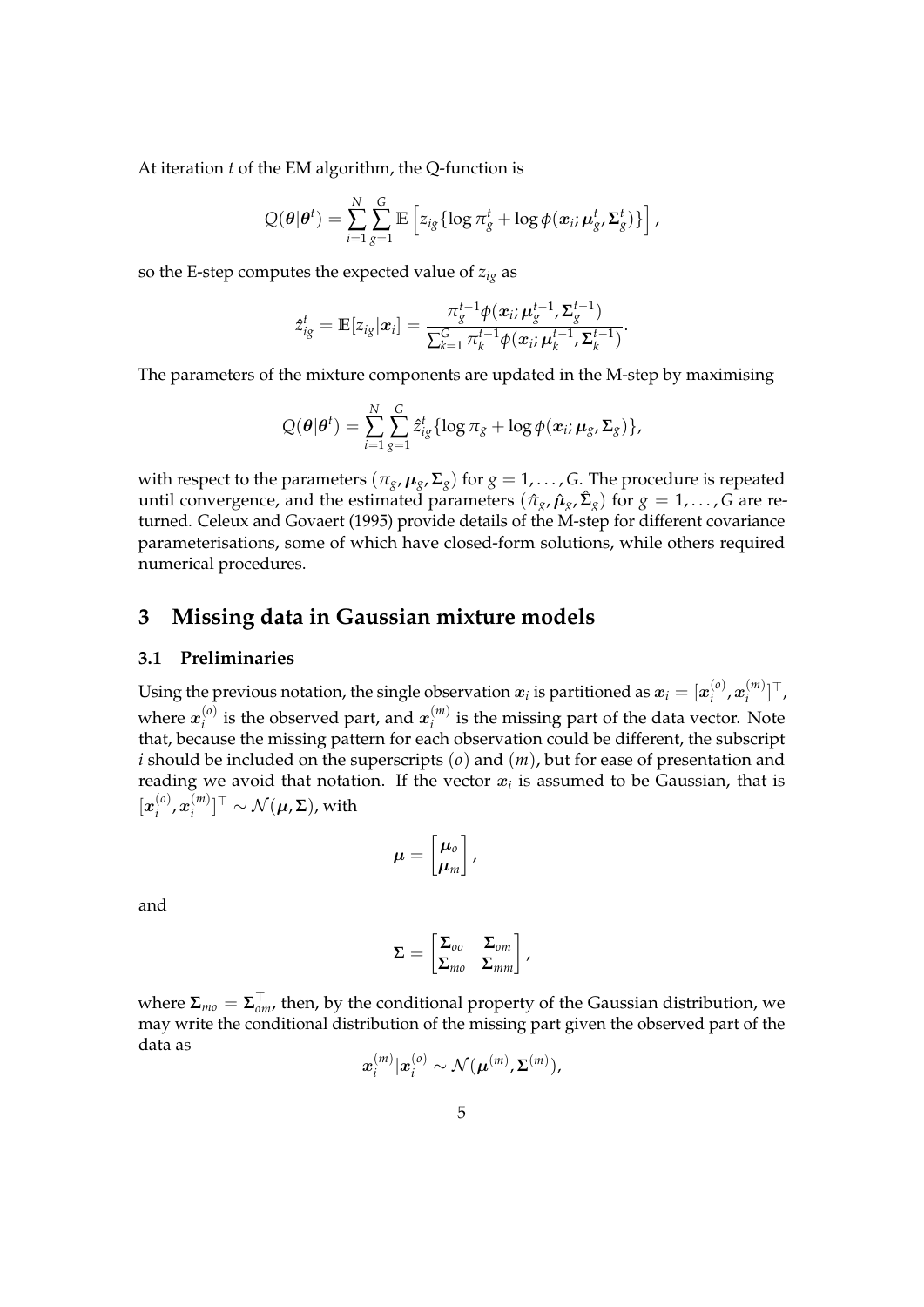At iteration $t$ of the EM algorithm, the Q-function is

$$
Q(\boldsymbol{\theta}|\boldsymbol{\theta}^t) = \sum_{i=1}^{N} \sum_{g=1}^{G} \mathbb{E}\left[ z_{ig} \{ \log \pi_g^t + \log \phi(\boldsymbol{x}_i; \boldsymbol{\mu}_g^t, \boldsymbol{\Sigma}_g^t) \} \right],
$$

so the E-step computes the expected value of $z_{ig}$ as

$$
\hat{z}_{ig}^t = \mathbb{E}[z_{ig}|\boldsymbol{x}_i] = \frac{\pi_g^{t-1} \phi(\boldsymbol{x}_i; \boldsymbol{\mu}_g^{t-1}, \boldsymbol{\Sigma}_g^{t-1})}{\sum_{k=1}^{G} \pi_k^{t-1} \phi(\boldsymbol{x}_i; \boldsymbol{\mu}_k^{t-1}, \boldsymbol{\Sigma}_k^{t-1})}.
$$

The parameters of the mixture components are updated in the M-step by maximising

$$
Q(\boldsymbol{\theta}|\boldsymbol{\theta}^t) = \sum_{i=1}^{N} \sum_{g=1}^{G} \hat{z}_{ig}^t \{ \log \pi_g + \log \phi(\boldsymbol{x}_i; \boldsymbol{\mu}_g, \boldsymbol{\Sigma}_g) \},
$$

with respect to the parameters $(\pi_g, \boldsymbol{\mu}_g, \boldsymbol{\Sigma}_g)$ for $g = 1, \ldots, G$. The procedure is repeated until convergence, and the estimated parameters $(\hat{\pi}_g, \hat{\boldsymbol{\mu}}_g, \hat{\boldsymbol{\Sigma}}_g)$ for $g = 1, \ldots, G$ are returned. Celeux and Govaert (1995) provide details of the M-step for different covariance parameterisations, some of which have closed-form solutions, while others required numerical procedures.

## 3 Missing data in Gaussian mixture models

### 3.1 Preliminaries

Using the previous notation, the single observation $\boldsymbol{x}_i$ is partitioned as $\boldsymbol{x}_i = [\boldsymbol{x}_i^{(o)}, \boldsymbol{x}_i^{(m)}]^\top$, where $\boldsymbol{x}_i^{(o)}$ is the observed part, and $\boldsymbol{x}_i^{(m)}$ is the missing part of the data vector. Note that, because the missing pattern for each observation could be different, the subscript $i$ should be included on the superscripts $(o)$ and $(m)$, but for ease of presentation and reading we avoid that notation. If the vector $\boldsymbol{x}_i$ is assumed to be Gaussian, that is $[\boldsymbol{x}_i^{(o)}, \boldsymbol{x}_i^{(m)}]^\top \sim \mathcal{N}(\boldsymbol{\mu}, \boldsymbol{\Sigma})$, with

$$
\boldsymbol{\mu} = \begin{bmatrix} \boldsymbol{\mu}_o \\ \boldsymbol{\mu}_m \end{bmatrix},
$$

and

$$
\boldsymbol{\Sigma} = \begin{bmatrix} \boldsymbol{\Sigma}_{oo} & \boldsymbol{\Sigma}_{om} \\ \boldsymbol{\Sigma}_{mo} & \boldsymbol{\Sigma}_{mm} \end{bmatrix},
$$

where $\boldsymbol{\Sigma}_{mo} = \boldsymbol{\Sigma}_{om}^\top$, then, by the conditional property of the Gaussian distribution, we may write the conditional distribution of the missing part given the observed part of the data as

$$
\boldsymbol{x}_i^{(m)} | \boldsymbol{x}_i^{(o)} \sim \mathcal{N}(\boldsymbol{\mu}^{(m)}, \boldsymbol{\Sigma}^{(m)}),
$$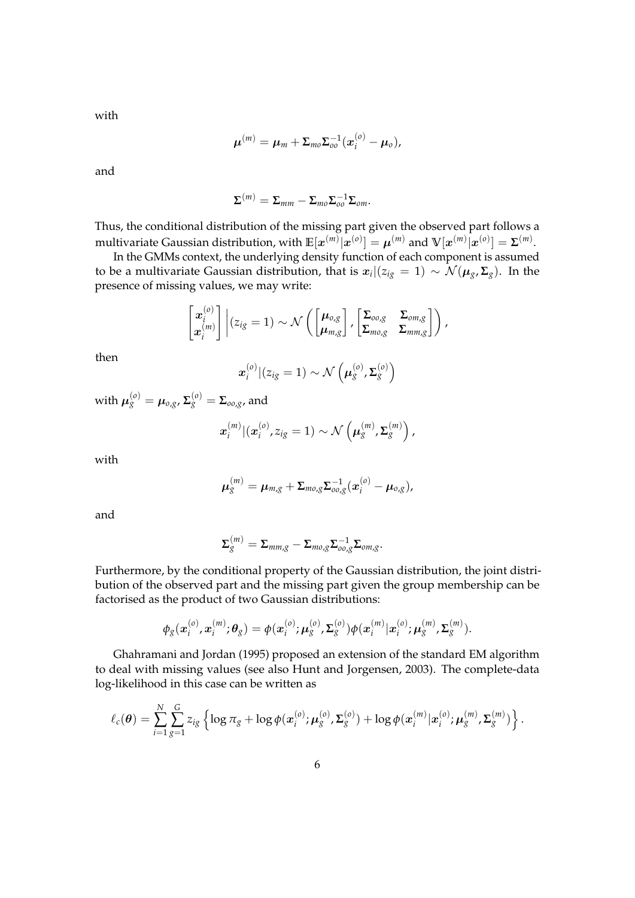with

$$\boldsymbol{\mu}^{(m)} = \boldsymbol{\mu}_m + \boldsymbol{\Sigma}_{mo}\boldsymbol{\Sigma}_{oo}^{-1}(\boldsymbol{x}_i^{(o)} - \boldsymbol{\mu}_o),$$

and

$$\boldsymbol{\Sigma}^{(m)} = \boldsymbol{\Sigma}_{mm} - \boldsymbol{\Sigma}_{mo}\boldsymbol{\Sigma}_{oo}^{-1}\boldsymbol{\Sigma}_{om}.$$

Thus, the conditional distribution of the missing part given the observed part follows a multivariate Gaussian distribution, with $\mathbb{E}[\boldsymbol{x}^{(m)}|\boldsymbol{x}^{(o)}] = \boldsymbol{\mu}^{(m)}$ and $\mathbb{V}[\boldsymbol{x}^{(m)}|\boldsymbol{x}^{(o)}] = \boldsymbol{\Sigma}^{(m)}$.

In the GMMs context, the underlying density function of each component is assumed to be a multivariate Gaussian distribution, that is $\boldsymbol{x}_i|(z_{ig} = 1) \sim \mathcal{N}(\boldsymbol{\mu}_g, \boldsymbol{\Sigma}_g)$. In the presence of missing values, we may write:

$$\begin{bmatrix} \boldsymbol{x}_i^{(o)} \\ \boldsymbol{x}_i^{(m)} \end{bmatrix} \bigg| (z_{ig} = 1) \sim \mathcal{N}\left( \begin{bmatrix} \boldsymbol{\mu}_{o,g} \\ \boldsymbol{\mu}_{m,g} \end{bmatrix}, \begin{bmatrix} \boldsymbol{\Sigma}_{oo,g} & \boldsymbol{\Sigma}_{om,g} \\ \boldsymbol{\Sigma}_{mo,g} & \boldsymbol{\Sigma}_{mm,g} \end{bmatrix} \right),$$

then

$$\boldsymbol{x}_i^{(o)}|(z_{ig} = 1) \sim \mathcal{N}\left(\boldsymbol{\mu}_g^{(o)}, \boldsymbol{\Sigma}_g^{(o)}\right)$$

with $\boldsymbol{\mu}_g^{(o)} = \boldsymbol{\mu}_{o,g}$, $\boldsymbol{\Sigma}_g^{(o)} = \boldsymbol{\Sigma}_{oo,g}$, and

$$\boldsymbol{x}_i^{(m)}|(\boldsymbol{x}_i^{(o)}, z_{ig} = 1) \sim \mathcal{N}\left(\boldsymbol{\mu}_g^{(m)}, \boldsymbol{\Sigma}_g^{(m)}\right),$$

with

$$\boldsymbol{\mu}_g^{(m)} = \boldsymbol{\mu}_{m,g} + \boldsymbol{\Sigma}_{mo,g}\boldsymbol{\Sigma}_{oo,g}^{-1}(\boldsymbol{x}_i^{(o)} - \boldsymbol{\mu}_{o,g}),$$

and

$$\boldsymbol{\Sigma}_g^{(m)} = \boldsymbol{\Sigma}_{mm,g} - \boldsymbol{\Sigma}_{mo,g}\boldsymbol{\Sigma}_{oo,g}^{-1}\boldsymbol{\Sigma}_{om,g}.$$

Furthermore, by the conditional property of the Gaussian distribution, the joint distribution of the observed part and the missing part given the group membership can be factorised as the product of two Gaussian distributions:

$$\phi_g(\boldsymbol{x}_i^{(o)}, \boldsymbol{x}_i^{(m)}; \boldsymbol{\theta}_g) = \phi(\boldsymbol{x}_i^{(o)}; \boldsymbol{\mu}_g^{(o)}, \boldsymbol{\Sigma}_g^{(o)})\phi(\boldsymbol{x}_i^{(m)}|\boldsymbol{x}_i^{(o)}; \boldsymbol{\mu}_g^{(m)}, \boldsymbol{\Sigma}_g^{(m)}).$$

Ghahramani and Jordan (1995) proposed an extension of the standard EM algorithm to deal with missing values (see also Hunt and Jorgensen, 2003). The complete-data log-likelihood in this case can be written as

$$\ell_c(\boldsymbol{\theta}) = \sum_{i=1}^{N}\sum_{g=1}^{G} z_{ig}\left\{\log \pi_g + \log \phi(\boldsymbol{x}_i^{(o)}; \boldsymbol{\mu}_g^{(o)}, \boldsymbol{\Sigma}_g^{(o)}) + \log \phi(\boldsymbol{x}_i^{(m)}|\boldsymbol{x}_i^{(o)}; \boldsymbol{\mu}_g^{(m)}, \boldsymbol{\Sigma}_g^{(m)})\right\}.$$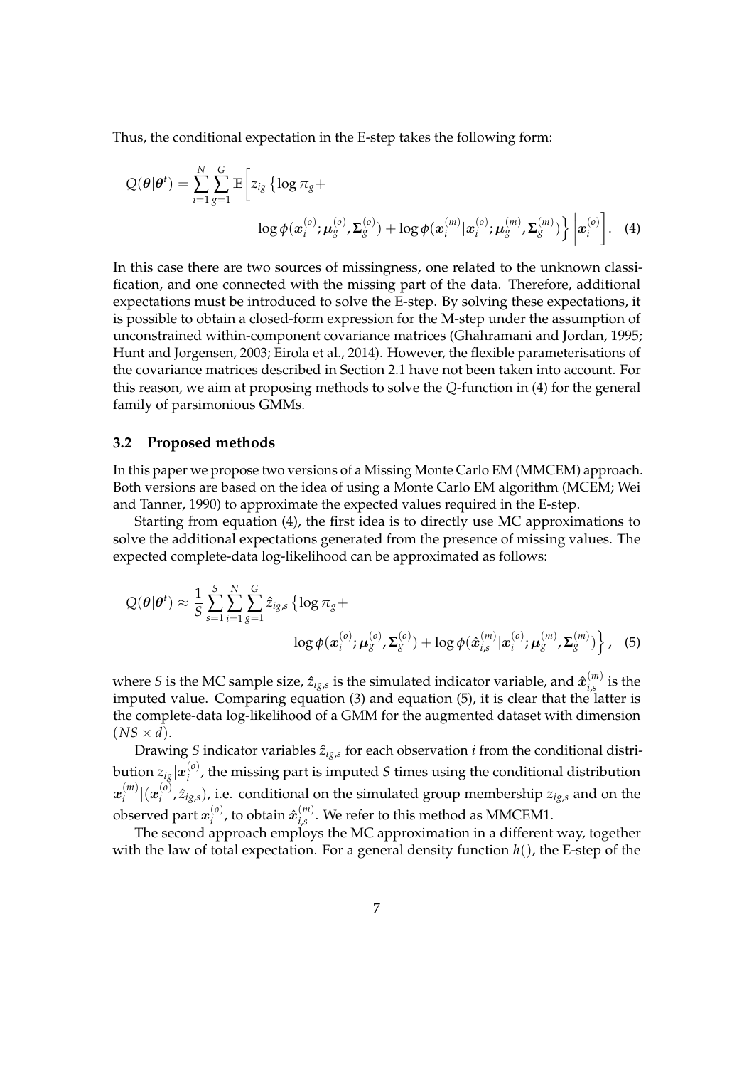Thus, the conditional expectation in the E-step takes the following form:

$$Q(\boldsymbol{\theta}|\boldsymbol{\theta}^t) = \sum_{i=1}^{N}\sum_{g=1}^{G} \mathbb{E}\Bigg[ z_{ig} \left\{ \log \pi_g + \log \phi(\boldsymbol{x}_i^{(o)}; \boldsymbol{\mu}_g^{(o)}, \boldsymbol{\Sigma}_g^{(o)}) + \log \phi(\boldsymbol{x}_i^{(m)}|\boldsymbol{x}_i^{(o)}; \boldsymbol{\mu}_g^{(m)}, \boldsymbol{\Sigma}_g^{(m)}) \right\} \Bigg| \boldsymbol{x}_i^{(o)} \Bigg]. \quad (4)$$

In this case there are two sources of missingness, one related to the unknown classification, and one connected with the missing part of the data. Therefore, additional expectations must be introduced to solve the E-step. By solving these expectations, it is possible to obtain a closed-form expression for the M-step under the assumption of unconstrained within-component covariance matrices (Ghahramani and Jordan, 1995; Hunt and Jorgensen, 2003; Eirola et al., 2014). However, the flexible parameterisations of the covariance matrices described in Section 2.1 have not been taken into account. For this reason, we aim at proposing methods to solve the $Q$-function in (4) for the general family of parsimonious GMMs.

### 3.2 Proposed methods

In this paper we propose two versions of a Missing Monte Carlo EM (MMCEM) approach. Both versions are based on the idea of using a Monte Carlo EM algorithm (MCEM; Wei and Tanner, 1990) to approximate the expected values required in the E-step.

Starting from equation (4), the first idea is to directly use MC approximations to solve the additional expectations generated from the presence of missing values. The expected complete-data log-likelihood can be approximated as follows:

$$Q(\boldsymbol{\theta}|\boldsymbol{\theta}^t) \approx \frac{1}{S}\sum_{s=1}^{S}\sum_{i=1}^{N}\sum_{g=1}^{G} \hat{z}_{ig,s} \left\{ \log \pi_g + \log \phi(\boldsymbol{x}_i^{(o)}; \boldsymbol{\mu}_g^{(o)}, \boldsymbol{\Sigma}_g^{(o)}) + \log \phi(\hat{\boldsymbol{x}}_{i,s}^{(m)}|\boldsymbol{x}_i^{(o)}; \boldsymbol{\mu}_g^{(m)}, \boldsymbol{\Sigma}_g^{(m)}) \right\}, \quad (5)$$

where $S$ is the MC sample size, $\hat{z}_{ig,s}$ is the simulated indicator variable, and $\hat{\boldsymbol{x}}_{i,s}^{(m)}$ is the imputed value. Comparing equation (3) and equation (5), it is clear that the latter is the complete-data log-likelihood of a GMM for the augmented dataset with dimension $(NS \times d)$.

Drawing $S$ indicator variables $\hat{z}_{ig,s}$ for each observation $i$ from the conditional distribution $z_{ig}|\boldsymbol{x}_i^{(o)}$, the missing part is imputed $S$ times using the conditional distribution $\boldsymbol{x}_i^{(m)}|(\boldsymbol{x}_i^{(o)}, \hat{z}_{ig,s})$, i.e. conditional on the simulated group membership $z_{ig,s}$ and on the observed part $\boldsymbol{x}_i^{(o)}$, to obtain $\hat{\boldsymbol{x}}_{i,s}^{(m)}$. We refer to this method as MMCEM1.

The second approach employs the MC approximation in a different way, together with the law of total expectation. For a general density function $h()$, the E-step of the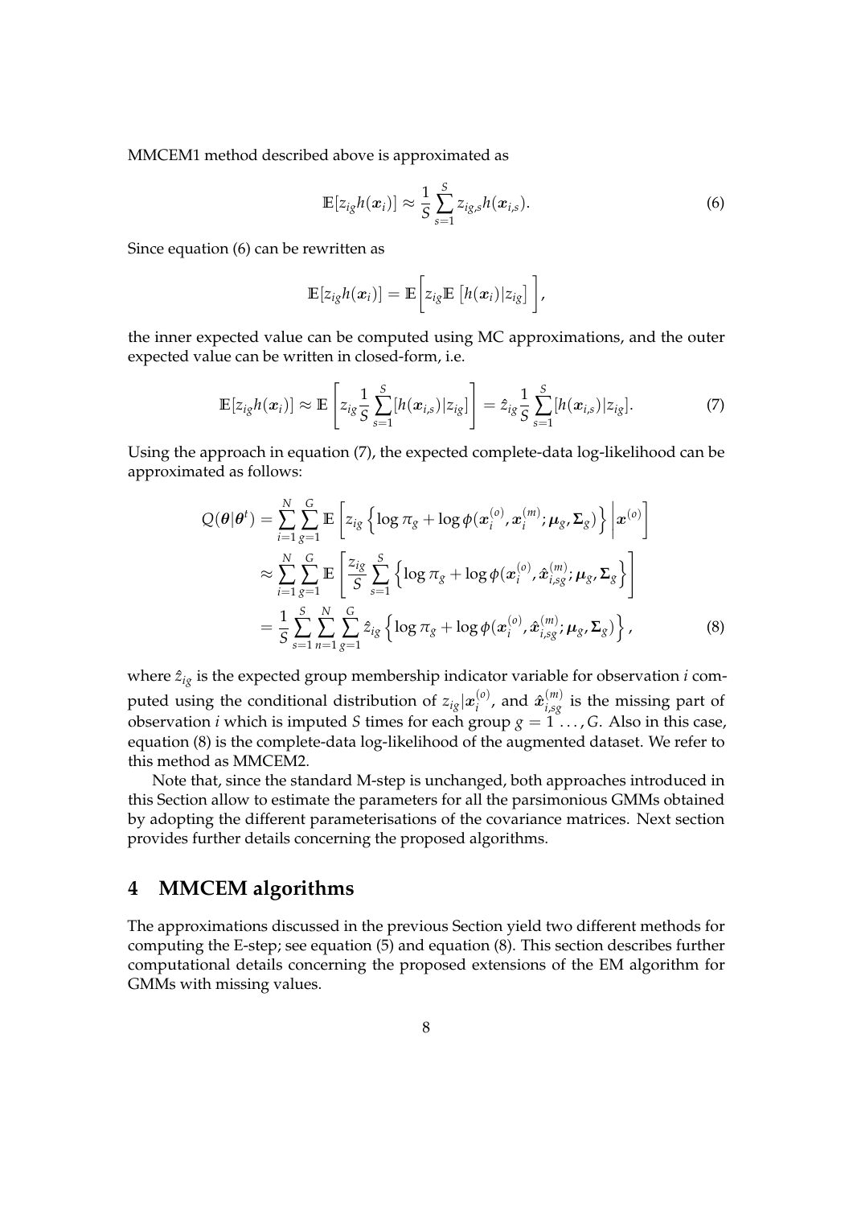MMCEM1 method described above is approximated as

$$\mathbb{E}[z_{ig} h(\boldsymbol{x}_i)] \approx \frac{1}{S} \sum_{s=1}^{S} z_{ig,s} h(\boldsymbol{x}_{i,s}). \tag{6}$$

Since equation (6) can be rewritten as

$$\mathbb{E}[z_{ig} h(\boldsymbol{x}_i)] = \mathbb{E}\bigg[ z_{ig} \mathbb{E}\left[ h(\boldsymbol{x}_i) | z_{ig} \right] \bigg],$$

the inner expected value can be computed using MC approximations, and the outer expected value can be written in closed-form, i.e.

$$\mathbb{E}[z_{ig} h(\boldsymbol{x}_i)] \approx \mathbb{E}\left[ z_{ig} \frac{1}{S} \sum_{s=1}^{S} [h(\boldsymbol{x}_{i,s}) | z_{ig}] \right] = \hat{z}_{ig} \frac{1}{S} \sum_{s=1}^{S} [h(\boldsymbol{x}_{i,s}) | z_{ig}]. \tag{7}$$

Using the approach in equation (7), the expected complete-data log-likelihood can be approximated as follows:

$$\begin{aligned}
Q(\boldsymbol{\theta} | \boldsymbol{\theta}^t) &= \sum_{i=1}^{N} \sum_{g=1}^{G} \mathbb{E}\left[ z_{ig} \left\{ \log \pi_g + \log \phi(\boldsymbol{x}_i^{(o)}, \boldsymbol{x}_i^{(m)}; \boldsymbol{\mu}_g, \boldsymbol{\Sigma}_g) \right\} \middle| \boldsymbol{x}^{(o)} \right] \\
&\approx \sum_{i=1}^{N} \sum_{g=1}^{G} \mathbb{E}\left[ \frac{z_{ig}}{S} \sum_{s=1}^{S} \left\{ \log \pi_g + \log \phi(\boldsymbol{x}_i^{(o)}, \hat{\boldsymbol{x}}_{i,sg}^{(m)}; \boldsymbol{\mu}_g, \boldsymbol{\Sigma}_g \right\} \right] \\
&= \frac{1}{S} \sum_{s=1}^{S} \sum_{n=1}^{N} \sum_{g=1}^{G} \hat{z}_{ig} \left\{ \log \pi_g + \log \phi(\boldsymbol{x}_i^{(o)}, \hat{\boldsymbol{x}}_{i,sg}^{(m)}; \boldsymbol{\mu}_g, \boldsymbol{\Sigma}_g) \right\},
\end{aligned} \tag{8}$$

where $\hat{z}_{ig}$ is the expected group membership indicator variable for observation $i$ computed using the conditional distribution of $z_{ig} | \boldsymbol{x}_i^{(o)}$, and $\hat{\boldsymbol{x}}_{i,sg}^{(m)}$ is the missing part of observation $i$ which is imputed $S$ times for each group $g = 1 \ldots, G$. Also in this case, equation (8) is the complete-data log-likelihood of the augmented dataset. We refer to this method as MMCEM2.

Note that, since the standard M-step is unchanged, both approaches introduced in this Section allow to estimate the parameters for all the parsimonious GMMs obtained by adopting the different parameterisations of the covariance matrices. Next section provides further details concerning the proposed algorithms.

## 4 MMCEM algorithms

The approximations discussed in the previous Section yield two different methods for computing the E-step; see equation (5) and equation (8). This section describes further computational details concerning the proposed extensions of the EM algorithm for GMMs with missing values.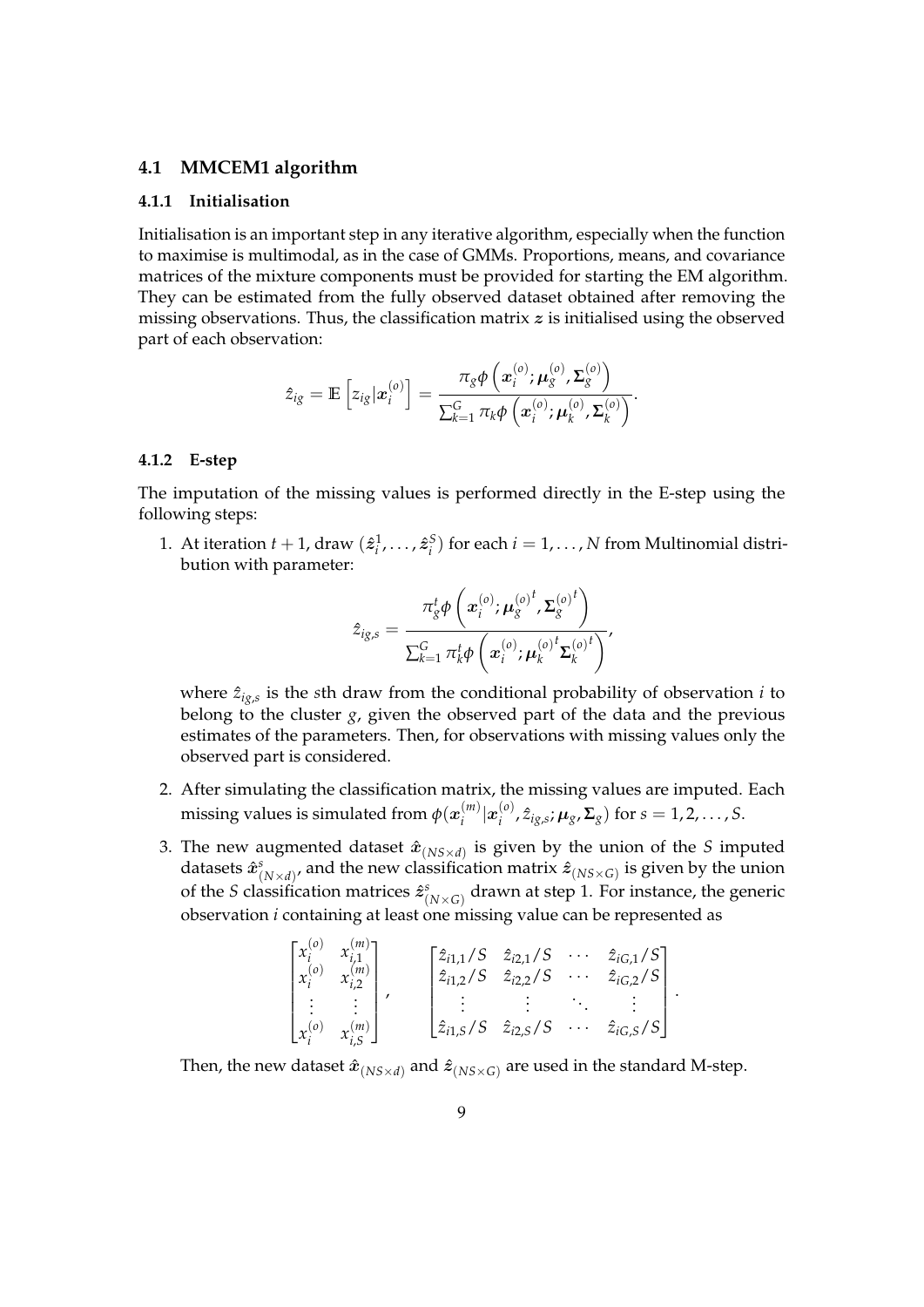### 4.1 MMCEM1 algorithm

#### 4.1.1 Initialisation

Initialisation is an important step in any iterative algorithm, especially when the function to maximise is multimodal, as in the case of GMMs. Proportions, means, and covariance matrices of the mixture components must be provided for starting the EM algorithm. They can be estimated from the fully observed dataset obtained after removing the missing observations. Thus, the classification matrix $\boldsymbol{z}$ is initialised using the observed part of each observation:

$$\hat{z}_{ig} = \mathbb{E}\left[z_{ig}|\boldsymbol{x}_i^{(o)}\right] = \frac{\pi_g \phi\left(\boldsymbol{x}_i^{(o)}; \boldsymbol{\mu}_g^{(o)}, \boldsymbol{\Sigma}_g^{(o)}\right)}{\sum_{k=1}^{G} \pi_k \phi\left(\boldsymbol{x}_i^{(o)}; \boldsymbol{\mu}_k^{(o)}, \boldsymbol{\Sigma}_k^{(o)}\right)}.$$

#### 4.1.2 E-step

The imputation of the missing values is performed directly in the E-step using the following steps:

1. At iteration $t+1$, draw $(\hat{\boldsymbol{z}}_i^1, \ldots, \hat{\boldsymbol{z}}_i^S)$ for each $i = 1, \ldots, N$ from Multinomial distribution with parameter:

$$\hat{z}_{ig,s} = \frac{\pi_g^t \phi\left(\boldsymbol{x}_i^{(o)}; \boldsymbol{\mu}_g^{(o)^t}, \boldsymbol{\Sigma}_g^{(o)^t}\right)}{\sum_{k=1}^{G} \pi_k^t \phi\left(\boldsymbol{x}_i^{(o)}; \boldsymbol{\mu}_k^{(o)^t} \boldsymbol{\Sigma}_k^{(o)^t}\right)},$$

   where $\hat{z}_{ig,s}$ is the $s$th draw from the conditional probability of observation $i$ to belong to the cluster $g$, given the observed part of the data and the previous estimates of the parameters. Then, for observations with missing values only the observed part is considered.

2. After simulating the classification matrix, the missing values are imputed. Each missing values is simulated from $\phi(\boldsymbol{x}_i^{(m)}|\boldsymbol{x}_i^{(o)}, \hat{z}_{ig,s}; \boldsymbol{\mu}_g, \boldsymbol{\Sigma}_g)$ for $s = 1, 2, \ldots, S$.

3. The new augmented dataset $\hat{\boldsymbol{x}}_{(NS\times d)}$ is given by the union of the $S$ imputed datasets $\hat{\boldsymbol{x}}^s_{(N\times d)}$, and the new classification matrix $\hat{\boldsymbol{z}}_{(NS\times G)}$ is given by the union of the $S$ classification matrices $\hat{\boldsymbol{z}}^s_{(N\times G)}$ drawn at step 1. For instance, the generic observation $i$ containing at least one missing value can be represented as

$$\begin{bmatrix} x_i^{(o)} & x_{i,1}^{(m)} \\ x_i^{(o)} & x_{i,2}^{(m)} \\ \vdots & \vdots \\ x_i^{(o)} & x_{i,S}^{(m)} \end{bmatrix}, \qquad \begin{bmatrix} \hat{z}_{i1,1}/S & \hat{z}_{i2,1}/S & \cdots & \hat{z}_{iG,1}/S \\ \hat{z}_{i1,2}/S & \hat{z}_{i2,2}/S & \cdots & \hat{z}_{iG,2}/S \\ \vdots & \vdots & \ddots & \vdots \\ \hat{z}_{i1,S}/S & \hat{z}_{i2,S}/S & \cdots & \hat{z}_{iG,S}/S \end{bmatrix}.$$

   Then, the new dataset $\hat{\boldsymbol{x}}_{(NS\times d)}$ and $\hat{\boldsymbol{z}}_{(NS\times G)}$ are used in the standard M-step.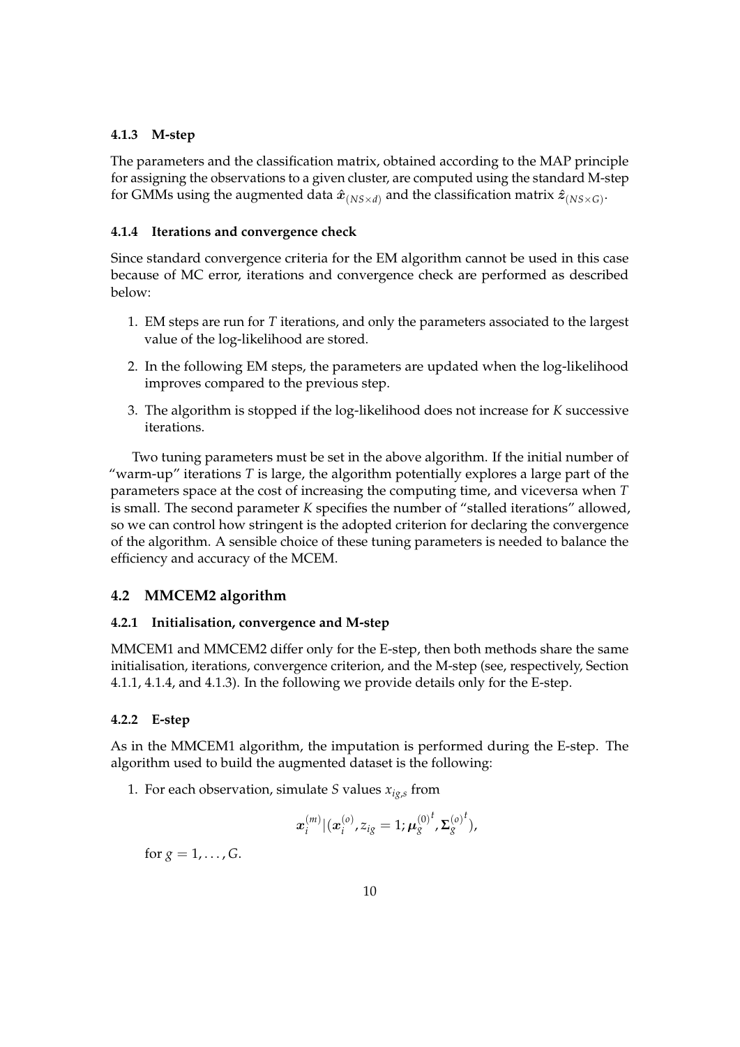#### 4.1.3 M-step

The parameters and the classification matrix, obtained according to the MAP principle for assigning the observations to a given cluster, are computed using the standard M-step for GMMs using the augmented data $\hat{\boldsymbol{x}}_{(NS\times d)}$ and the classification matrix $\hat{\boldsymbol{z}}_{(NS\times G)}$.

#### 4.1.4 Iterations and convergence check

Since standard convergence criteria for the EM algorithm cannot be used in this case because of MC error, iterations and convergence check are performed as described below:

1. EM steps are run for $T$ iterations, and only the parameters associated to the largest value of the log-likelihood are stored.
2. In the following EM steps, the parameters are updated when the log-likelihood improves compared to the previous step.
3. The algorithm is stopped if the log-likelihood does not increase for $K$ successive iterations.

Two tuning parameters must be set in the above algorithm. If the initial number of "warm-up" iterations $T$ is large, the algorithm potentially explores a large part of the parameters space at the cost of increasing the computing time, and viceversa when $T$ is small. The second parameter $K$ specifies the number of "stalled iterations" allowed, so we can control how stringent is the adopted criterion for declaring the convergence of the algorithm. A sensible choice of these tuning parameters is needed to balance the efficiency and accuracy of the MCEM.

### 4.2 MMCEM2 algorithm

#### 4.2.1 Initialisation, convergence and M-step

MMCEM1 and MMCEM2 differ only for the E-step, then both methods share the same initialisation, iterations, convergence criterion, and the M-step (see, respectively, Section 4.1.1, 4.1.4, and 4.1.3). In the following we provide details only for the E-step.

#### 4.2.2 E-step

As in the MMCEM1 algorithm, the imputation is performed during the E-step. The algorithm used to build the augmented dataset is the following:

1. For each observation, simulate $S$ values $x_{ig,s}$ from

$$\boldsymbol{x}_i^{(m)}|(\boldsymbol{x}_i^{(o)}, z_{ig}=1; \boldsymbol{\mu}_g^{(0)^t}, \boldsymbol{\Sigma}_g^{(o)^t}),$$

for $g = 1, \ldots, G$.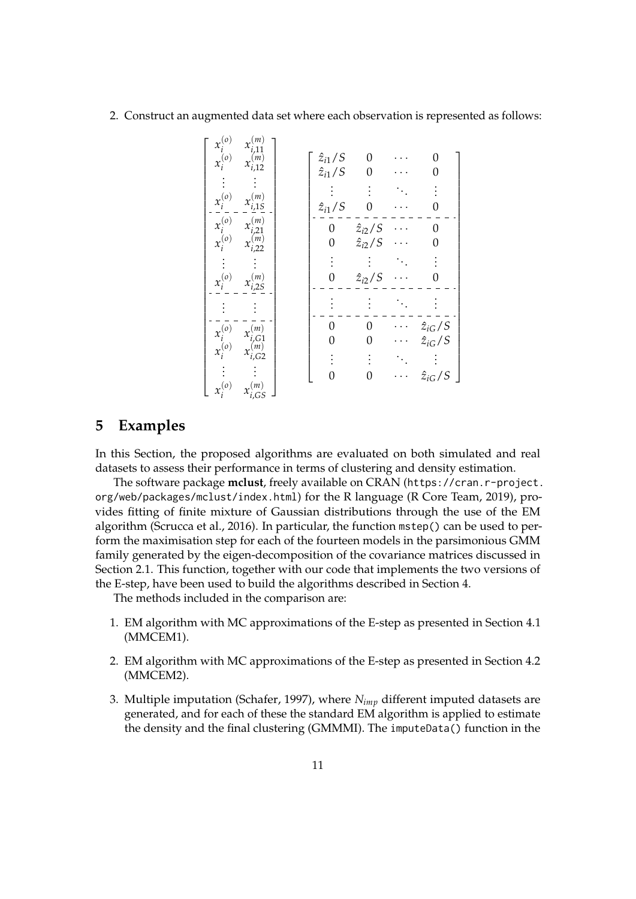2. Construct an augmented data set where each observation is represented as follows:

$$
\left[\begin{array}{cc}
x_i^{(o)} & x_{i,11}^{(m)} \\
x_i^{(o)} & x_{i,12}^{(m)} \\
\vdots & \vdots \\
x_i^{(o)} & x_{i,1S}^{(m)} \\
\hdashline
x_i^{(o)} & x_{i,21}^{(m)} \\
x_i^{(o)} & x_{i,22}^{(m)} \\
\vdots & \vdots \\
x_i^{(o)} & x_{i,2S}^{(m)} \\
\hdashline
\vdots & \vdots \\
\hdashline
x_i^{(o)} & x_{i,G1}^{(m)} \\
x_i^{(o)} & x_{i,G2}^{(m)} \\
\vdots & \vdots \\
x_i^{(o)} & x_{i,GS}^{(m)}
\end{array}\right]
\quad
\left[\begin{array}{cccc}
\hat{z}_{i1}/S & 0 & \cdots & 0 \\
\hat{z}_{i1}/S & 0 & \cdots & 0 \\
\vdots & \vdots & \ddots & \vdots \\
\hat{z}_{i1}/S & 0 & \cdots & 0 \\
\hdashline
0 & \hat{z}_{i2}/S & \cdots & 0 \\
0 & \hat{z}_{i2}/S & \cdots & 0 \\
\vdots & \vdots & \ddots & \vdots \\
0 & \hat{z}_{i2}/S & \cdots & 0 \\
\hdashline
\vdots & \vdots & \ddots & \vdots \\
\hdashline
0 & 0 & \cdots & \hat{z}_{iG}/S \\
0 & 0 & \cdots & \hat{z}_{iG}/S \\
\vdots & \vdots & \ddots & \vdots \\
0 & 0 & \cdots & \hat{z}_{iG}/S
\end{array}\right]
$$

# 5 Examples

In this Section, the proposed algorithms are evaluated on both simulated and real datasets to assess their performance in terms of clustering and density estimation.

The software package **mclust**, freely available on CRAN (`https://cran.r-project.org/web/packages/mclust/index.html`) for the R language (R Core Team, 2019), provides fitting of finite mixture of Gaussian distributions through the use of the EM algorithm (Scrucca et al., 2016). In particular, the function `mstep()` can be used to perform the maximisation step for each of the fourteen models in the parsimonious GMM family generated by the eigen-decomposition of the covariance matrices discussed in Section 2.1. This function, together with our code that implements the two versions of the E-step, have been used to build the algorithms described in Section 4.

The methods included in the comparison are:

1. EM algorithm with MC approximations of the E-step as presented in Section 4.1 (MMCEM1).
2. EM algorithm with MC approximations of the E-step as presented in Section 4.2 (MMCEM2).
3. Multiple imputation (Schafer, 1997), where $N_{imp}$ different imputed datasets are generated, and for each of these the standard EM algorithm is applied to estimate the density and the final clustering (GMMMI). The `imputeData()` function in the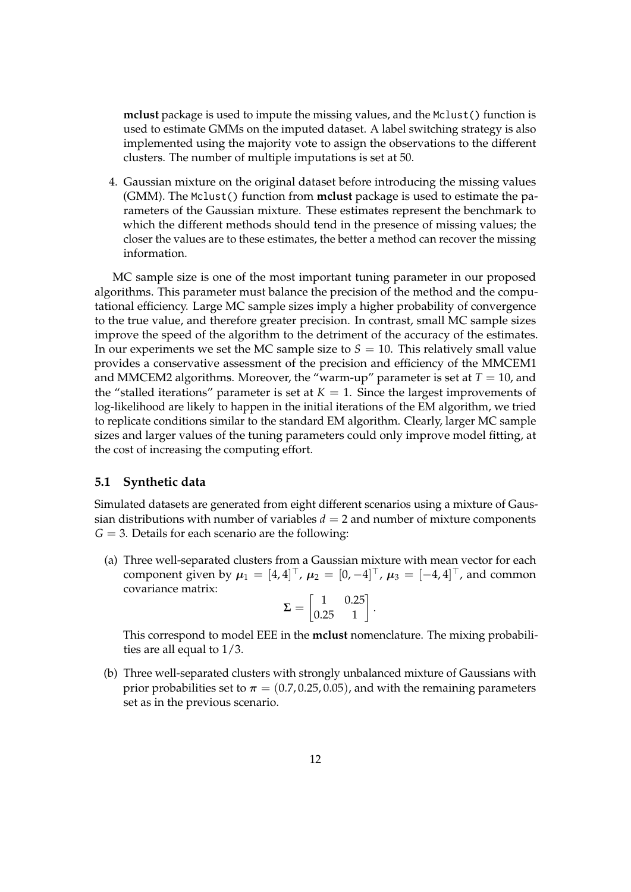**mclust** package is used to impute the missing values, and the `Mclust()` function is used to estimate GMMs on the imputed dataset. A label switching strategy is also implemented using the majority vote to assign the observations to the different clusters. The number of multiple imputations is set at 50.

4. Gaussian mixture on the original dataset before introducing the missing values (GMM). The `Mclust()` function from **mclust** package is used to estimate the parameters of the Gaussian mixture. These estimates represent the benchmark to which the different methods should tend in the presence of missing values; the closer the values are to these estimates, the better a method can recover the missing information.

MC sample size is one of the most important tuning parameter in our proposed algorithms. This parameter must balance the precision of the method and the computational efficiency. Large MC sample sizes imply a higher probability of convergence to the true value, and therefore greater precision. In contrast, small MC sample sizes improve the speed of the algorithm to the detriment of the accuracy of the estimates. In our experiments we set the MC sample size to $S = 10$. This relatively small value provides a conservative assessment of the precision and efficiency of the MMCEM1 and MMCEM2 algorithms. Moreover, the "warm-up" parameter is set at $T = 10$, and the "stalled iterations" parameter is set at $K = 1$. Since the largest improvements of log-likelihood are likely to happen in the initial iterations of the EM algorithm, we tried to replicate conditions similar to the standard EM algorithm. Clearly, larger MC sample sizes and larger values of the tuning parameters could only improve model fitting, at the cost of increasing the computing effort.

### 5.1 Synthetic data

Simulated datasets are generated from eight different scenarios using a mixture of Gaussian distributions with number of variables $d = 2$ and number of mixture components $G = 3$. Details for each scenario are the following:

(a) Three well-separated clusters from a Gaussian mixture with mean vector for each component given by $\boldsymbol{\mu}_1 = [4, 4]^\top$, $\boldsymbol{\mu}_2 = [0, -4]^\top$, $\boldsymbol{\mu}_3 = [-4, 4]^\top$, and common covariance matrix:

$$\boldsymbol{\Sigma} = \begin{bmatrix} 1 & 0.25 \\ 0.25 & 1 \end{bmatrix}.$$

This correspond to model EEE in the **mclust** nomenclature. The mixing probabilities are all equal to $1/3$.

(b) Three well-separated clusters with strongly unbalanced mixture of Gaussians with prior probabilities set to $\boldsymbol{\pi} = (0.7, 0.25, 0.05)$, and with the remaining parameters set as in the previous scenario.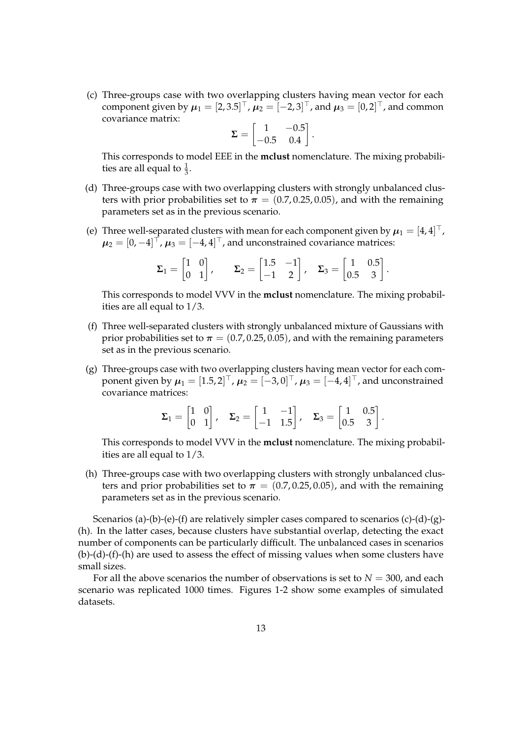(c) Three-groups case with two overlapping clusters having mean vector for each component given by $\boldsymbol{\mu}_1 = [2, 3.5]^\top$, $\boldsymbol{\mu}_2 = [-2, 3]^\top$, and $\boldsymbol{\mu}_3 = [0, 2]^\top$, and common covariance matrix:

$$\boldsymbol{\Sigma} = \begin{bmatrix} 1 & -0.5 \\ -0.5 & 0.4 \end{bmatrix}.$$

This corresponds to model EEE in the **mclust** nomenclature. The mixing probabilities are all equal to $\frac{1}{3}$.

(d) Three-groups case with two overlapping clusters with strongly unbalanced clusters with prior probabilities set to $\boldsymbol{\pi} = (0.7, 0.25, 0.05)$, and with the remaining parameters set as in the previous scenario.

(e) Three well-separated clusters with mean for each component given by $\boldsymbol{\mu}_1 = [4, 4]^\top$, $\boldsymbol{\mu}_2 = [0, -4]^\top$, $\boldsymbol{\mu}_3 = [-4, 4]^\top$, and unconstrained covariance matrices:

$$\boldsymbol{\Sigma}_1 = \begin{bmatrix} 1 & 0 \\ 0 & 1 \end{bmatrix}, \qquad \boldsymbol{\Sigma}_2 = \begin{bmatrix} 1.5 & -1 \\ -1 & 2 \end{bmatrix}, \quad \boldsymbol{\Sigma}_3 = \begin{bmatrix} 1 & 0.5 \\ 0.5 & 3 \end{bmatrix}.$$

This corresponds to model VVV in the **mclust** nomenclature. The mixing probabilities are all equal to $1/3$.

(f) Three well-separated clusters with strongly unbalanced mixture of Gaussians with prior probabilities set to $\boldsymbol{\pi} = (0.7, 0.25, 0.05)$, and with the remaining parameters set as in the previous scenario.

(g) Three-groups case with two overlapping clusters having mean vector for each component given by $\boldsymbol{\mu}_1 = [1.5, 2]^\top$, $\boldsymbol{\mu}_2 = [-3, 0]^\top$, $\boldsymbol{\mu}_3 = [-4, 4]^\top$, and unconstrained covariance matrices:

$$\boldsymbol{\Sigma}_1 = \begin{bmatrix} 1 & 0 \\ 0 & 1 \end{bmatrix}, \quad \boldsymbol{\Sigma}_2 = \begin{bmatrix} 1 & -1 \\ -1 & 1.5 \end{bmatrix}, \quad \boldsymbol{\Sigma}_3 = \begin{bmatrix} 1 & 0.5 \\ 0.5 & 3 \end{bmatrix}.$$

This corresponds to model VVV in the **mclust** nomenclature. The mixing probabilities are all equal to $1/3$.

(h) Three-groups case with two overlapping clusters with strongly unbalanced clusters and prior probabilities set to $\boldsymbol{\pi} = (0.7, 0.25, 0.05)$, and with the remaining parameters set as in the previous scenario.

Scenarios (a)-(b)-(e)-(f) are relatively simpler cases compared to scenarios (c)-(d)-(g)-(h). In the latter cases, because clusters have substantial overlap, detecting the exact number of components can be particularly difficult. The unbalanced cases in scenarios (b)-(d)-(f)-(h) are used to assess the effect of missing values when some clusters have small sizes.

For all the above scenarios the number of observations is set to $N = 300$, and each scenario was replicated 1000 times. Figures 1-2 show some examples of simulated datasets.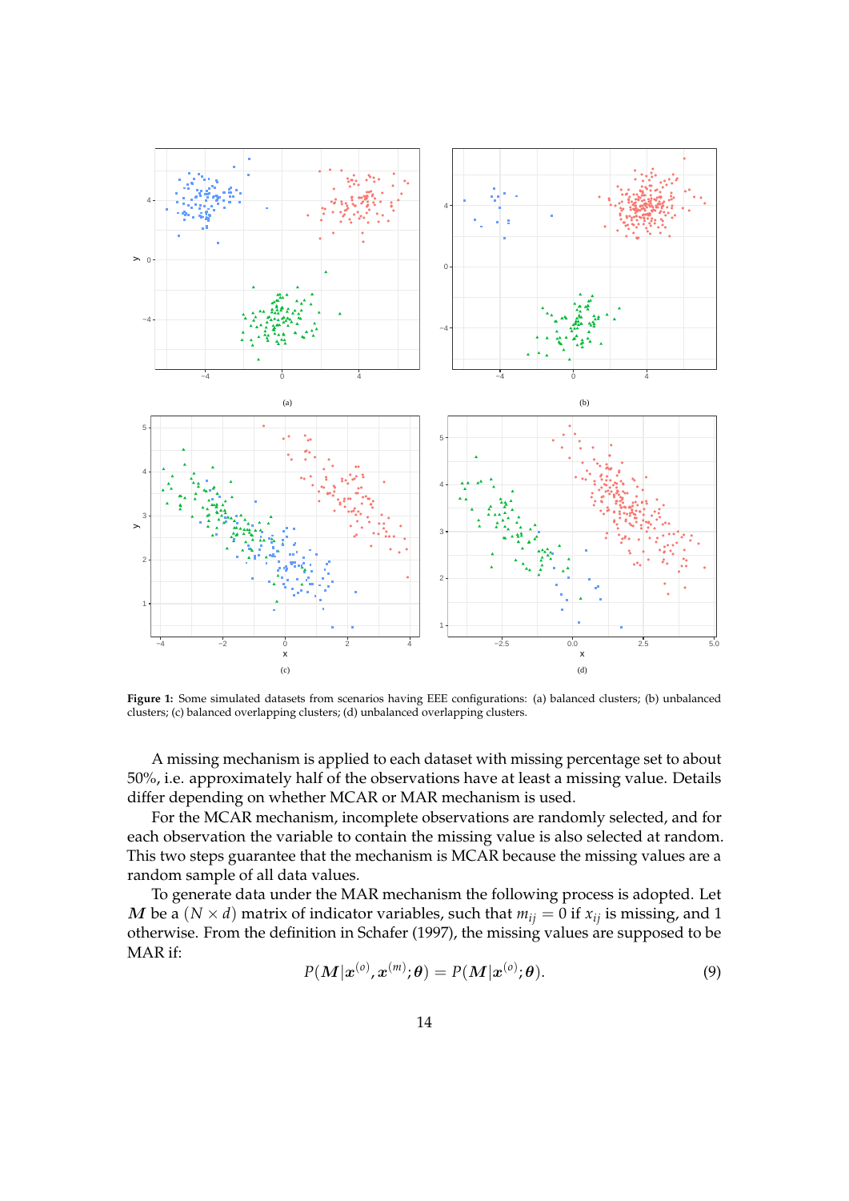**Figure 1:** Some simulated datasets from scenarios having EEE configurations: (a) balanced clusters; (b) unbalanced clusters; (c) balanced overlapping clusters; (d) unbalanced overlapping clusters.

A missing mechanism is applied to each dataset with missing percentage set to about 50%, i.e. approximately half of the observations have at least a missing value. Details differ depending on whether MCAR or MAR mechanism is used.

For the MCAR mechanism, incomplete observations are randomly selected, and for each observation the variable to contain the missing value is also selected at random. This two steps guarantee that the mechanism is MCAR because the missing values are a random sample of all data values.

To generate data under the MAR mechanism the following process is adopted. Let $\boldsymbol{M}$ be a $(N \times d)$ matrix of indicator variables, such that $m_{ij} = 0$ if $x_{ij}$ is missing, and 1 otherwise. From the definition in Schafer (1997), the missing values are supposed to be MAR if:

$$P(\boldsymbol{M}|\boldsymbol{x}^{(o)}, \boldsymbol{x}^{(m)}; \boldsymbol{\theta}) = P(\boldsymbol{M}|\boldsymbol{x}^{(o)}; \boldsymbol{\theta}). \tag{9}$$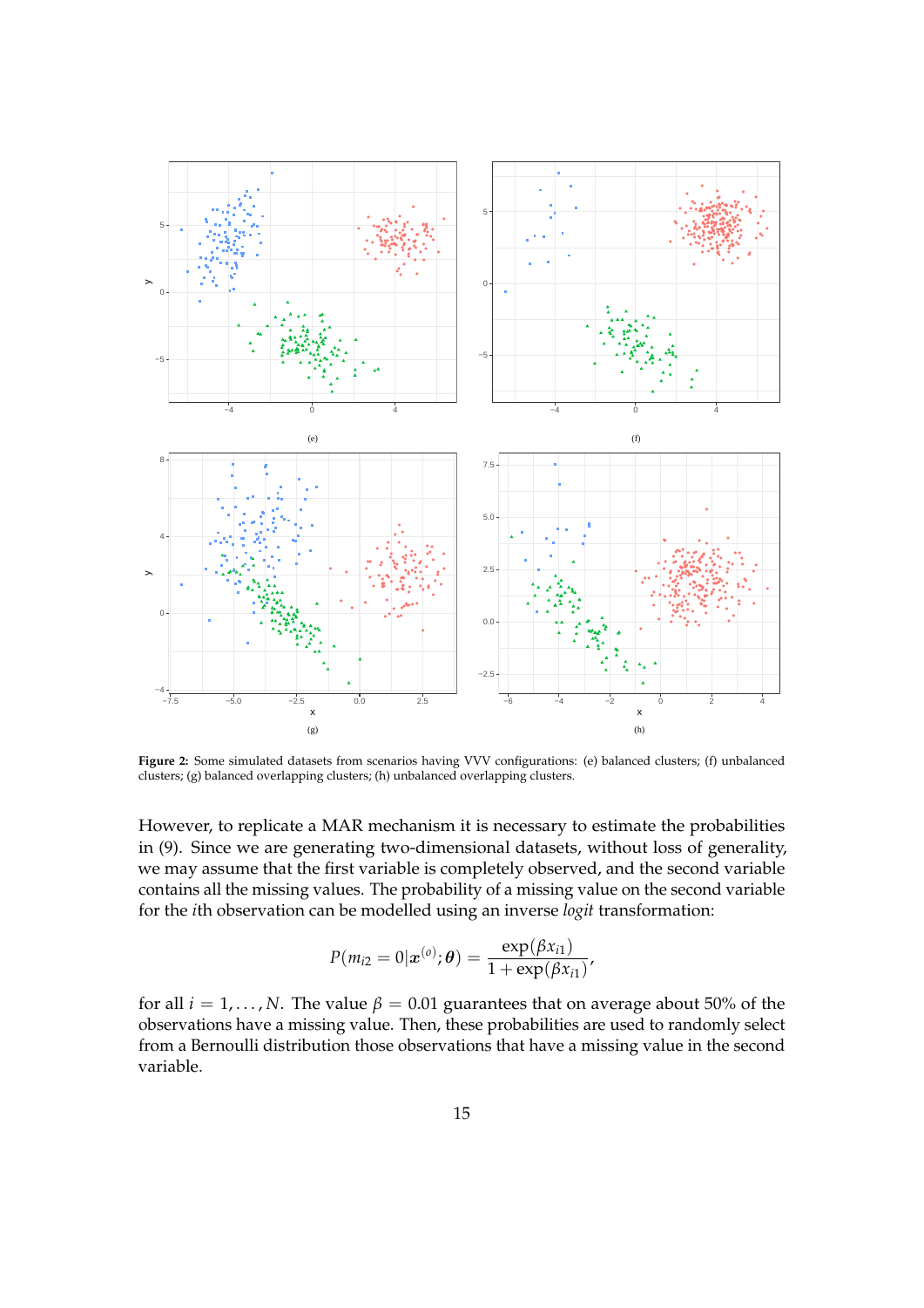**Figure 2:** Some simulated datasets from scenarios having VVV configurations: (e) balanced clusters; (f) unbalanced clusters; (g) balanced overlapping clusters; (h) unbalanced overlapping clusters.

However, to replicate a MAR mechanism it is necessary to estimate the probabilities in (9). Since we are generating two-dimensional datasets, without loss of generality, we may assume that the first variable is completely observed, and the second variable contains all the missing values. The probability of a missing value on the second variable for the $i$th observation can be modelled using an inverse *logit* transformation:

$$P(m_{i2} = 0|\boldsymbol{x}^{(o)}; \boldsymbol{\theta}) = \frac{\exp(\beta x_{i1})}{1 + \exp(\beta x_{i1})},$$

for all $i = 1, \ldots, N$. The value $\beta = 0.01$ guarantees that on average about 50% of the observations have a missing value. Then, these probabilities are used to randomly select from a Bernoulli distribution those observations that have a missing value in the second variable.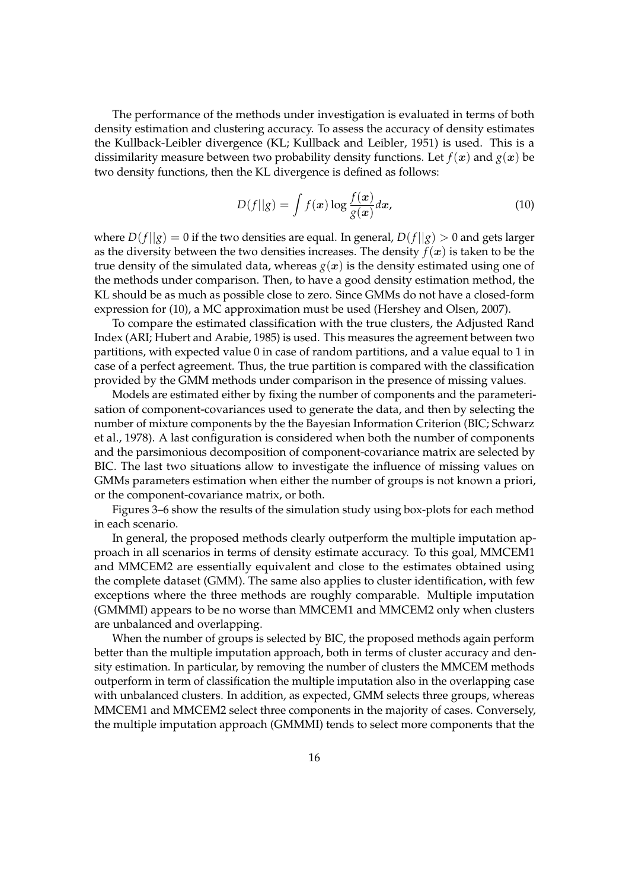The performance of the methods under investigation is evaluated in terms of both density estimation and clustering accuracy. To assess the accuracy of density estimates the Kullback-Leibler divergence (KL; Kullback and Leibler, 1951) is used. This is a dissimilarity measure between two probability density functions. Let $f(\boldsymbol{x})$ and $g(\boldsymbol{x})$ be two density functions, then the KL divergence is defined as follows:

$$D(f||g) = \int f(\boldsymbol{x}) \log \frac{f(\boldsymbol{x})}{g(\boldsymbol{x})} d\boldsymbol{x}, \tag{10}$$

where $D(f||g) = 0$ if the two densities are equal. In general, $D(f||g) > 0$ and gets larger as the diversity between the two densities increases. The density $f(\boldsymbol{x})$ is taken to be the true density of the simulated data, whereas $g(\boldsymbol{x})$ is the density estimated using one of the methods under comparison. Then, to have a good density estimation method, the KL should be as much as possible close to zero. Since GMMs do not have a closed-form expression for (10), a MC approximation must be used (Hershey and Olsen, 2007).

To compare the estimated classification with the true clusters, the Adjusted Rand Index (ARI; Hubert and Arabie, 1985) is used. This measures the agreement between two partitions, with expected value 0 in case of random partitions, and a value equal to 1 in case of a perfect agreement. Thus, the true partition is compared with the classification provided by the GMM methods under comparison in the presence of missing values.

Models are estimated either by fixing the number of components and the parameterisation of component-covariances used to generate the data, and then by selecting the number of mixture components by the the Bayesian Information Criterion (BIC; Schwarz et al., 1978). A last configuration is considered when both the number of components and the parsimonious decomposition of component-covariance matrix are selected by BIC. The last two situations allow to investigate the influence of missing values on GMMs parameters estimation when either the number of groups is not known a priori, or the component-covariance matrix, or both.

Figures 3–6 show the results of the simulation study using box-plots for each method in each scenario.

In general, the proposed methods clearly outperform the multiple imputation approach in all scenarios in terms of density estimate accuracy. To this goal, MMCEM1 and MMCEM2 are essentially equivalent and close to the estimates obtained using the complete dataset (GMM). The same also applies to cluster identification, with few exceptions where the three methods are roughly comparable. Multiple imputation (GMMMI) appears to be no worse than MMCEM1 and MMCEM2 only when clusters are unbalanced and overlapping.

When the number of groups is selected by BIC, the proposed methods again perform better than the multiple imputation approach, both in terms of cluster accuracy and density estimation. In particular, by removing the number of clusters the MMCEM methods outperform in term of classification the multiple imputation also in the overlapping case with unbalanced clusters. In addition, as expected, GMM selects three groups, whereas MMCEM1 and MMCEM2 select three components in the majority of cases. Conversely, the multiple imputation approach (GMMMI) tends to select more components that the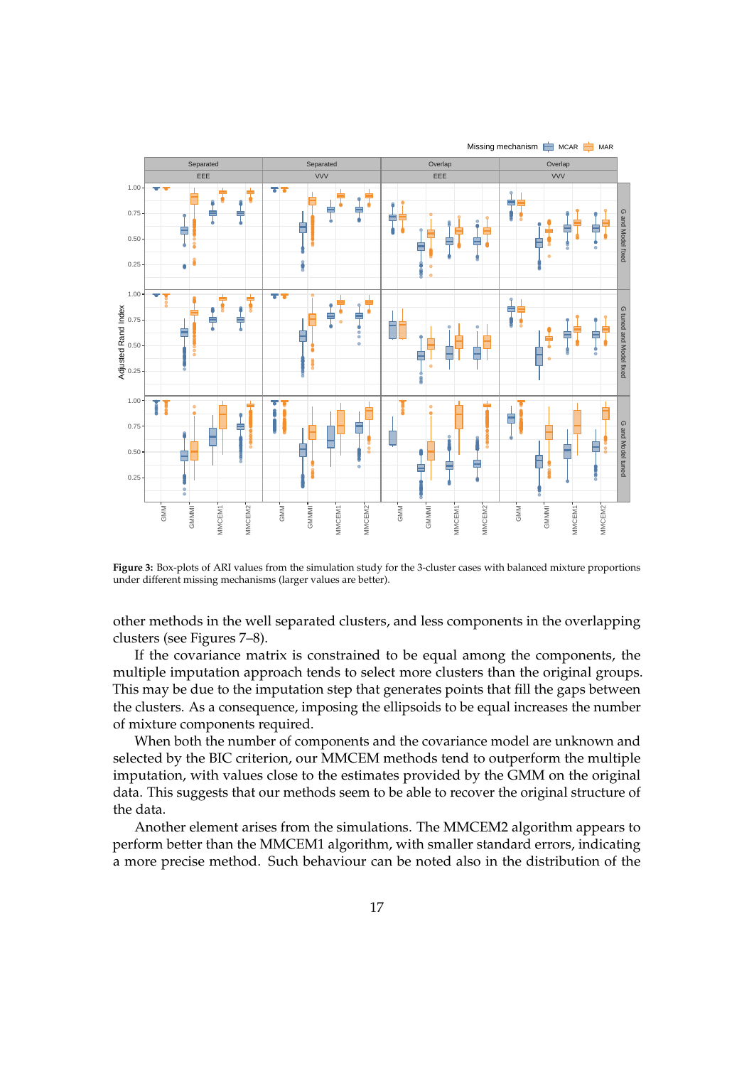**Figure 3:** Box-plots of ARI values from the simulation study for the 3-cluster cases with balanced mixture proportions under different missing mechanisms (larger values are better).

other methods in the well separated clusters, and less components in the overlapping clusters (see Figures 7–8).

If the covariance matrix is constrained to be equal among the components, the multiple imputation approach tends to select more clusters than the original groups. This may be due to the imputation step that generates points that fill the gaps between the clusters. As a consequence, imposing the ellipsoids to be equal increases the number of mixture components required.

When both the number of components and the covariance model are unknown and selected by the BIC criterion, our MMCEM methods tend to outperform the multiple imputation, with values close to the estimates provided by the GMM on the original data. This suggests that our methods seem to be able to recover the original structure of the data.

Another element arises from the simulations. The MMCEM2 algorithm appears to perform better than the MMCEM1 algorithm, with smaller standard errors, indicating a more precise method. Such behaviour can be noted also in the distribution of the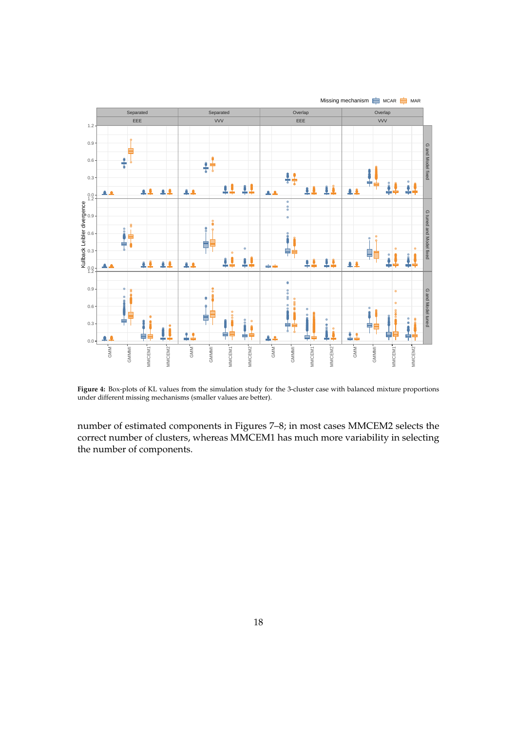**Figure 4:** Box-plots of KL values from the simulation study for the 3-cluster case with balanced mixture proportions under different missing mechanisms (smaller values are better).

number of estimated components in Figures 7–8; in most cases MMCEM2 selects the correct number of clusters, whereas MMCEM1 has much more variability in selecting the number of components.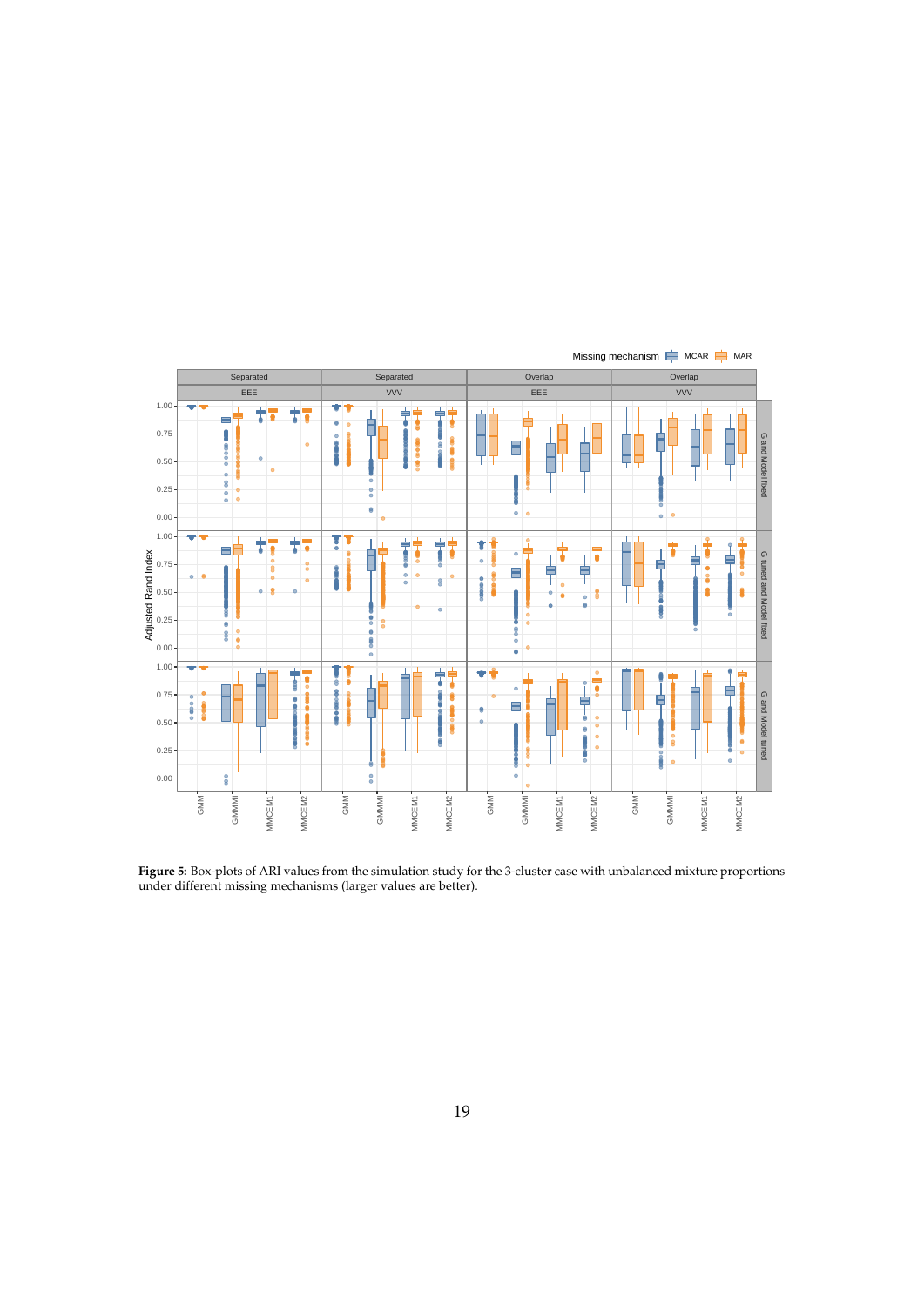**Figure 5:** Box-plots of ARI values from the simulation study for the 3-cluster case with unbalanced mixture proportions under different missing mechanisms (larger values are better).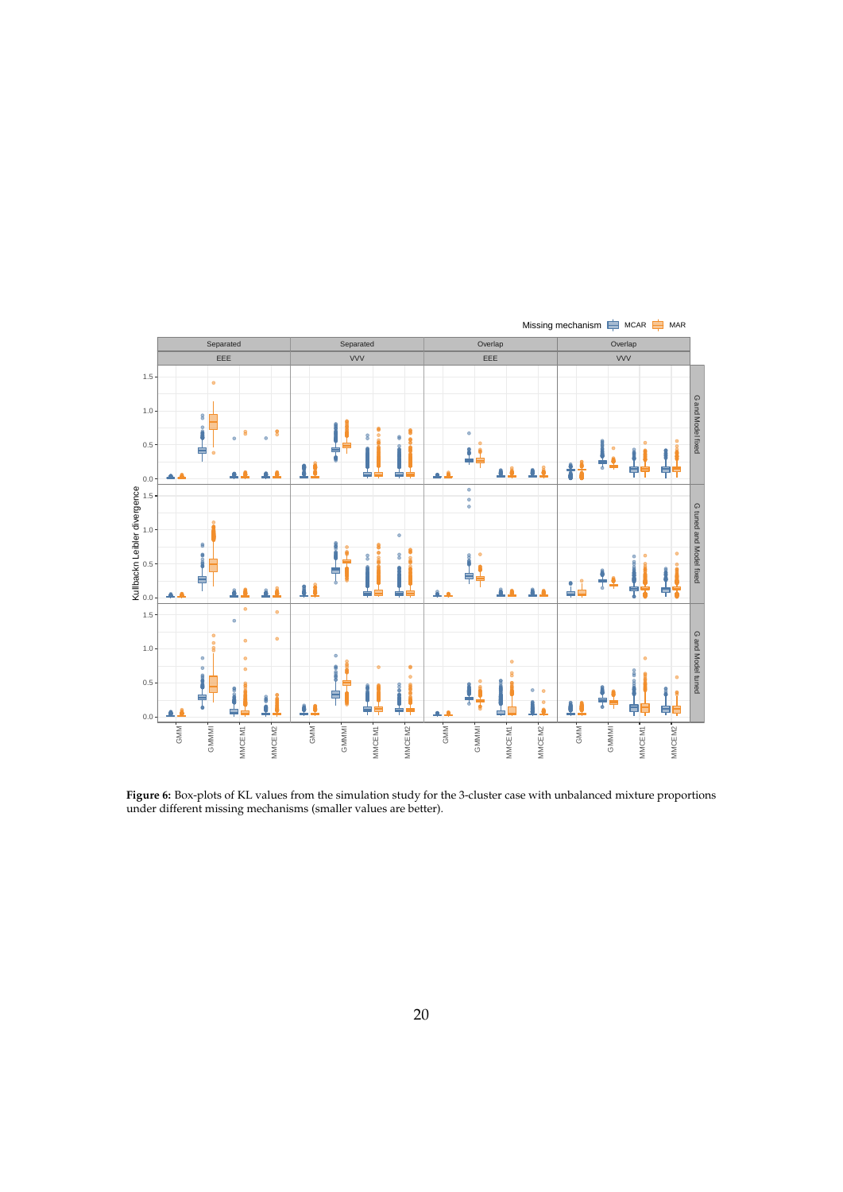**Figure 6:** Box-plots of KL values from the simulation study for the 3-cluster case with unbalanced mixture proportions under different missing mechanisms (smaller values are better).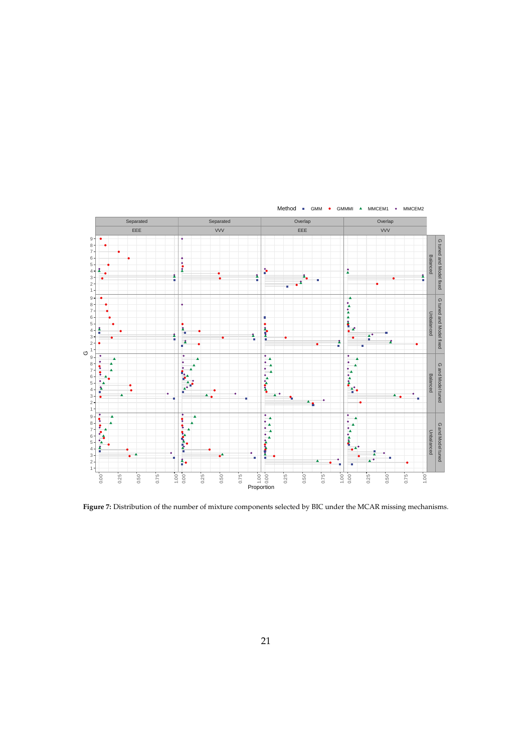**Figure 7:** Distribution of the number of mixture components selected by BIC under the MCAR missing mechanisms.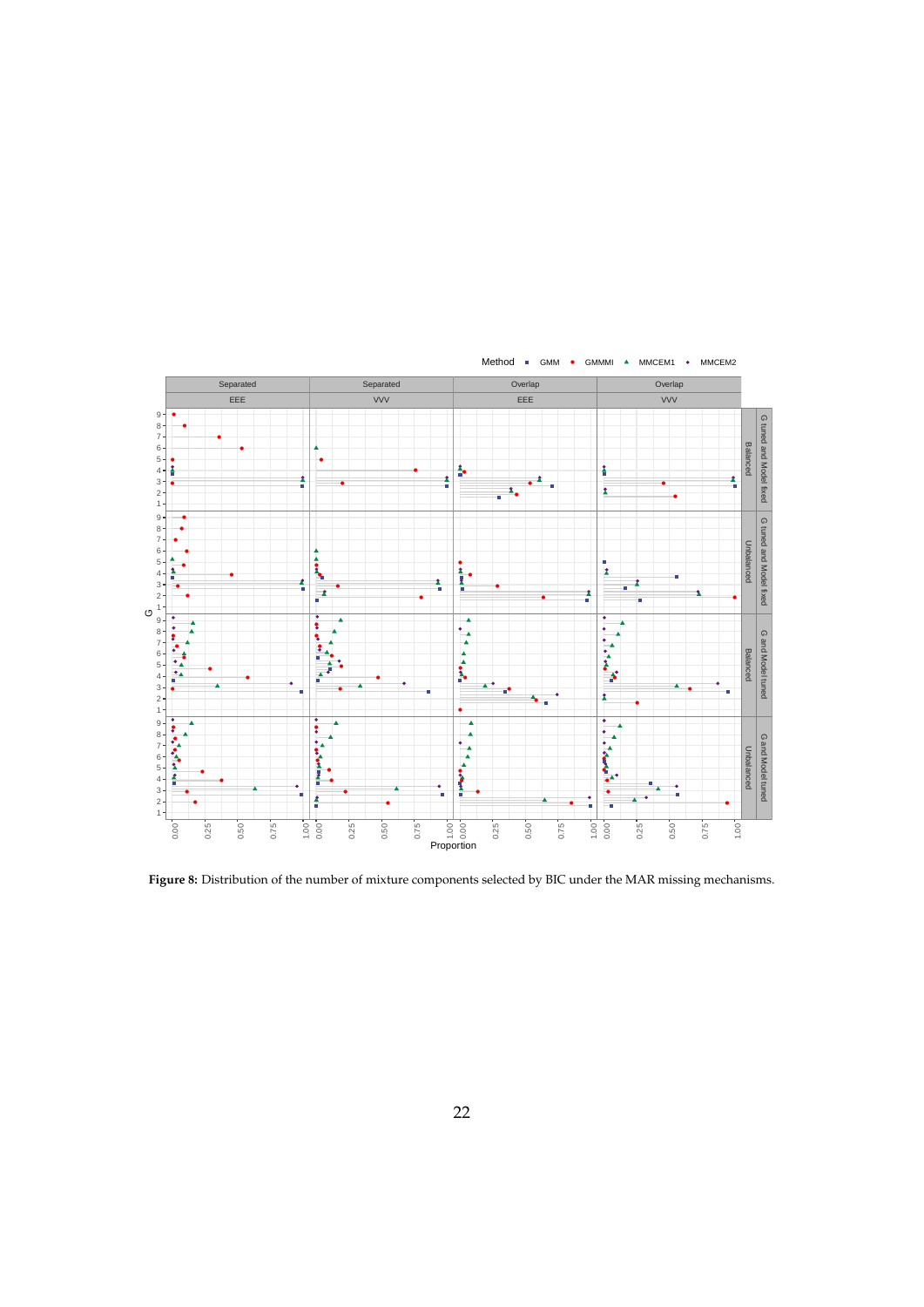**Figure 8:** Distribution of the number of mixture components selected by BIC under the MAR missing mechanisms.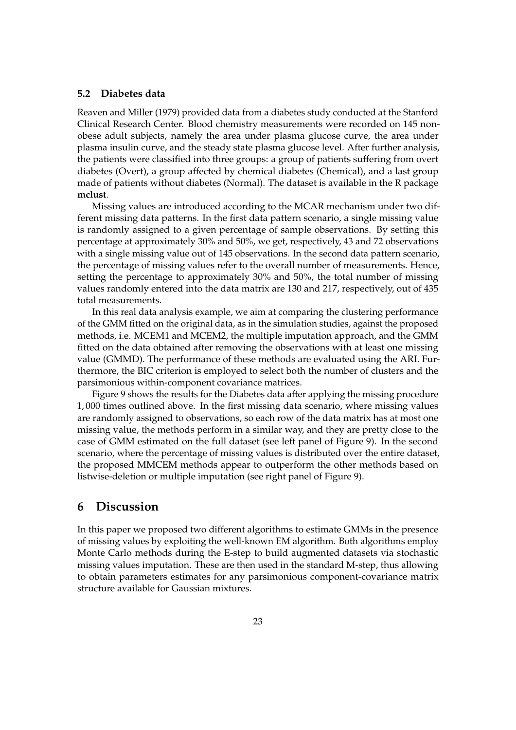### 5.2 Diabetes data

Reaven and Miller (1979) provided data from a diabetes study conducted at the Stanford Clinical Research Center. Blood chemistry measurements were recorded on 145 non-obese adult subjects, namely the area under plasma glucose curve, the area under plasma insulin curve, and the steady state plasma glucose level. After further analysis, the patients were classified into three groups: a group of patients suffering from overt diabetes (Overt), a group affected by chemical diabetes (Chemical), and a last group made of patients without diabetes (Normal). The dataset is available in the R package **mclust**.

Missing values are introduced according to the MCAR mechanism under two different missing data patterns. In the first data pattern scenario, a single missing value is randomly assigned to a given percentage of sample observations. By setting this percentage at approximately 30% and 50%, we get, respectively, 43 and 72 observations with a single missing value out of 145 observations. In the second data pattern scenario, the percentage of missing values refer to the overall number of measurements. Hence, setting the percentage to approximately 30% and 50%, the total number of missing values randomly entered into the data matrix are 130 and 217, respectively, out of 435 total measurements.

In this real data analysis example, we aim at comparing the clustering performance of the GMM fitted on the original data, as in the simulation studies, against the proposed methods, i.e. MCEM1 and MCEM2, the multiple imputation approach, and the GMM fitted on the data obtained after removing the observations with at least one missing value (GMMD). The performance of these methods are evaluated using the ARI. Furthermore, the BIC criterion is employed to select both the number of clusters and the parsimonious within-component covariance matrices.

Figure 9 shows the results for the Diabetes data after applying the missing procedure $1,000$ times outlined above. In the first missing data scenario, where missing values are randomly assigned to observations, so each row of the data matrix has at most one missing value, the methods perform in a similar way, and they are pretty close to the case of GMM estimated on the full dataset (see left panel of Figure 9). In the second scenario, where the percentage of missing values is distributed over the entire dataset, the proposed MMCEM methods appear to outperform the other methods based on listwise-deletion or multiple imputation (see right panel of Figure 9).

# 6 Discussion

In this paper we proposed two different algorithms to estimate GMMs in the presence of missing values by exploiting the well-known EM algorithm. Both algorithms employ Monte Carlo methods during the E-step to build augmented datasets via stochastic missing values imputation. These are then used in the standard M-step, thus allowing to obtain parameters estimates for any parsimonious component-covariance matrix structure available for Gaussian mixtures.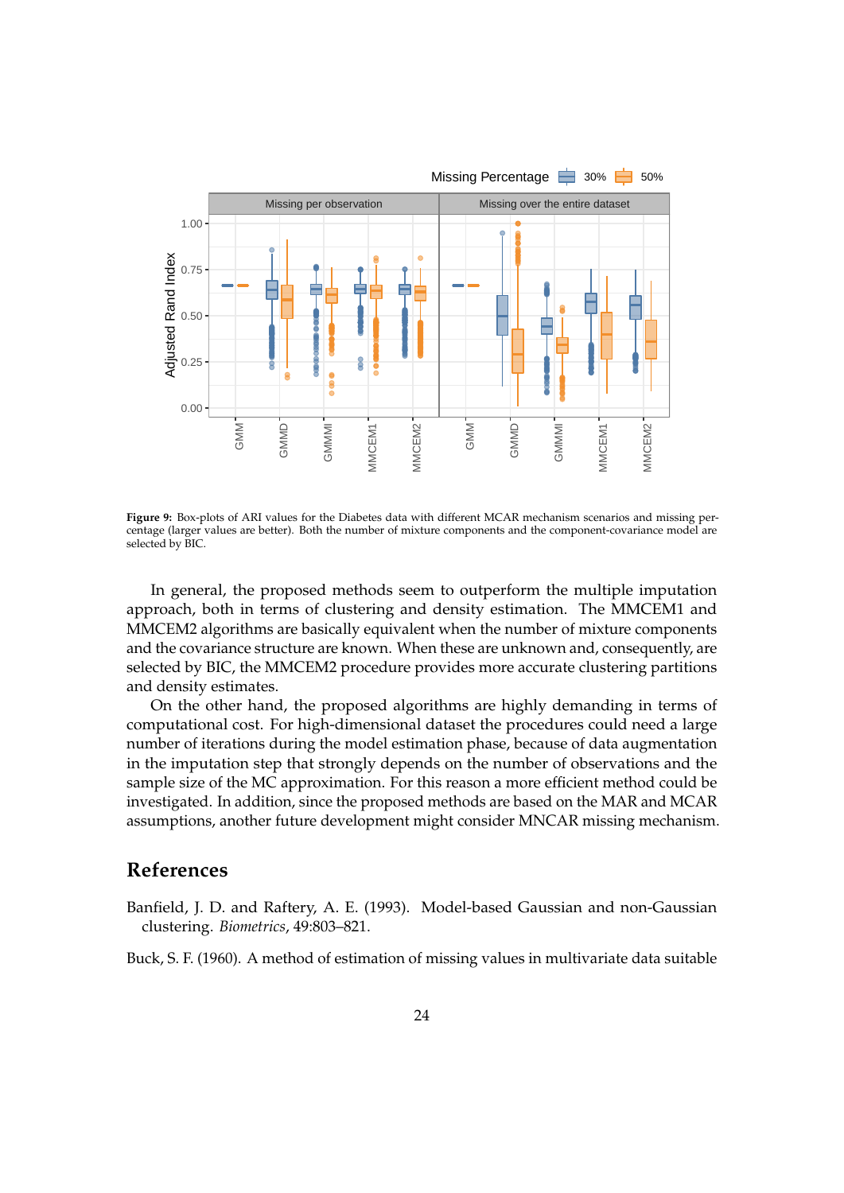**Figure 9:** Box-plots of ARI values for the Diabetes data with different MCAR mechanism scenarios and missing percentage (larger values are better). Both the number of mixture components and the component-covariance model are selected by BIC.

In general, the proposed methods seem to outperform the multiple imputation approach, both in terms of clustering and density estimation. The MMCEM1 and MMCEM2 algorithms are basically equivalent when the number of mixture components and the covariance structure are known. When these are unknown and, consequently, are selected by BIC, the MMCEM2 procedure provides more accurate clustering partitions and density estimates.

On the other hand, the proposed algorithms are highly demanding in terms of computational cost. For high-dimensional dataset the procedures could need a large number of iterations during the model estimation phase, because of data augmentation in the imputation step that strongly depends on the number of observations and the sample size of the MC approximation. For this reason a more efficient method could be investigated. In addition, since the proposed methods are based on the MAR and MCAR assumptions, another future development might consider MNCAR missing mechanism.

## References

Banfield, J. D. and Raftery, A. E. (1993). Model-based Gaussian and non-Gaussian clustering. *Biometrics*, 49:803–821.

Buck, S. F. (1960). A method of estimation of missing values in multivariate data suitable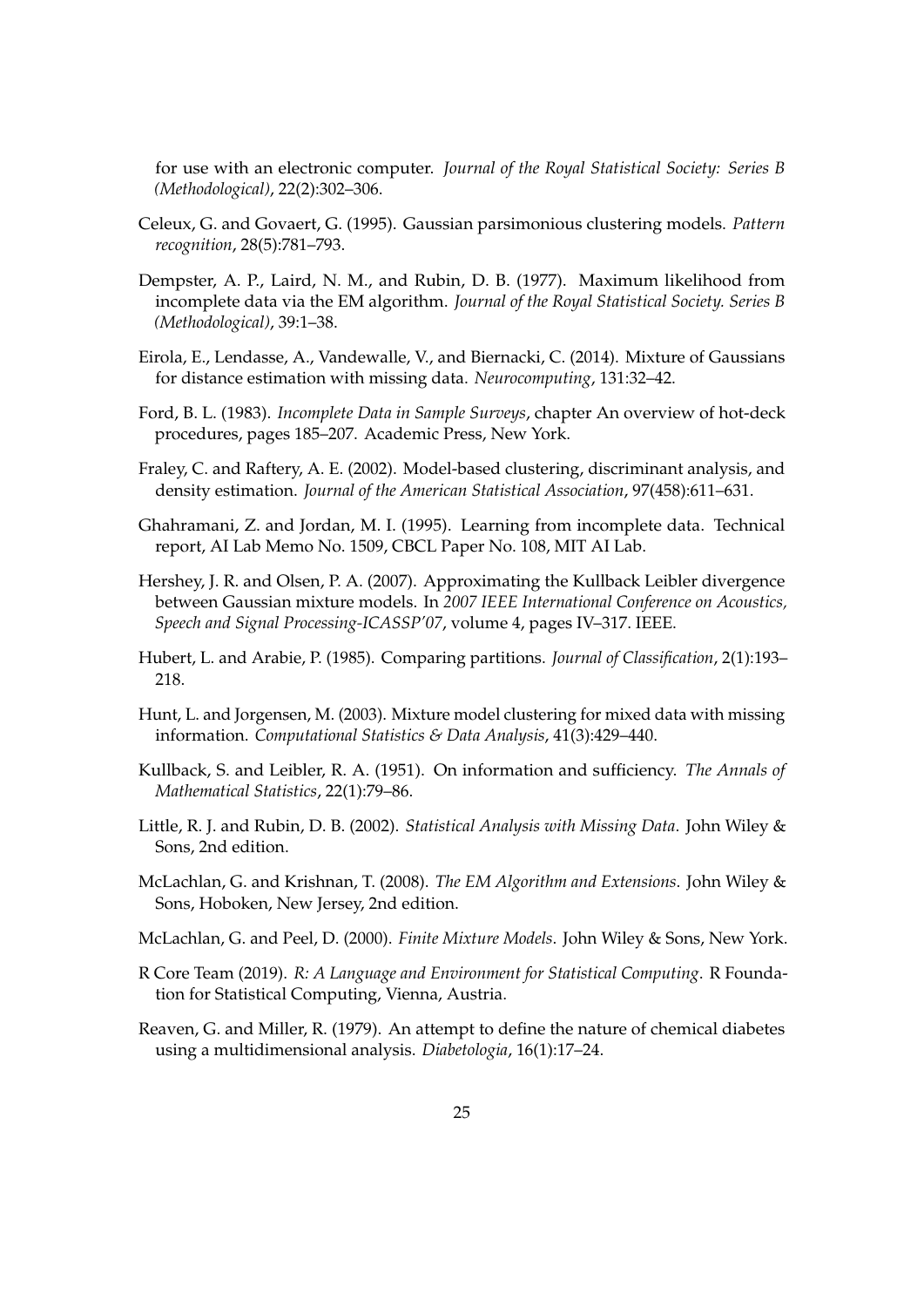for use with an electronic computer. *Journal of the Royal Statistical Society: Series B (Methodological)*, 22(2):302–306.

Celeux, G. and Govaert, G. (1995). Gaussian parsimonious clustering models. *Pattern recognition*, 28(5):781–793.

Dempster, A. P., Laird, N. M., and Rubin, D. B. (1977). Maximum likelihood from incomplete data via the EM algorithm. *Journal of the Royal Statistical Society. Series B (Methodological)*, 39:1–38.

Eirola, E., Lendasse, A., Vandewalle, V., and Biernacki, C. (2014). Mixture of Gaussians for distance estimation with missing data. *Neurocomputing*, 131:32–42.

Ford, B. L. (1983). *Incomplete Data in Sample Surveys*, chapter An overview of hot-deck procedures, pages 185–207. Academic Press, New York.

Fraley, C. and Raftery, A. E. (2002). Model-based clustering, discriminant analysis, and density estimation. *Journal of the American Statistical Association*, 97(458):611–631.

Ghahramani, Z. and Jordan, M. I. (1995). Learning from incomplete data. Technical report, AI Lab Memo No. 1509, CBCL Paper No. 108, MIT AI Lab.

Hershey, J. R. and Olsen, P. A. (2007). Approximating the Kullback Leibler divergence between Gaussian mixture models. In *2007 IEEE International Conference on Acoustics, Speech and Signal Processing-ICASSP'07*, volume 4, pages IV–317. IEEE.

Hubert, L. and Arabie, P. (1985). Comparing partitions. *Journal of Classification*, 2(1):193–218.

Hunt, L. and Jorgensen, M. (2003). Mixture model clustering for mixed data with missing information. *Computational Statistics & Data Analysis*, 41(3):429–440.

Kullback, S. and Leibler, R. A. (1951). On information and sufficiency. *The Annals of Mathematical Statistics*, 22(1):79–86.

Little, R. J. and Rubin, D. B. (2002). *Statistical Analysis with Missing Data*. John Wiley & Sons, 2nd edition.

McLachlan, G. and Krishnan, T. (2008). *The EM Algorithm and Extensions*. John Wiley & Sons, Hoboken, New Jersey, 2nd edition.

McLachlan, G. and Peel, D. (2000). *Finite Mixture Models*. John Wiley & Sons, New York.

R Core Team (2019). *R: A Language and Environment for Statistical Computing*. R Foundation for Statistical Computing, Vienna, Austria.

Reaven, G. and Miller, R. (1979). An attempt to define the nature of chemical diabetes using a multidimensional analysis. *Diabetologia*, 16(1):17–24.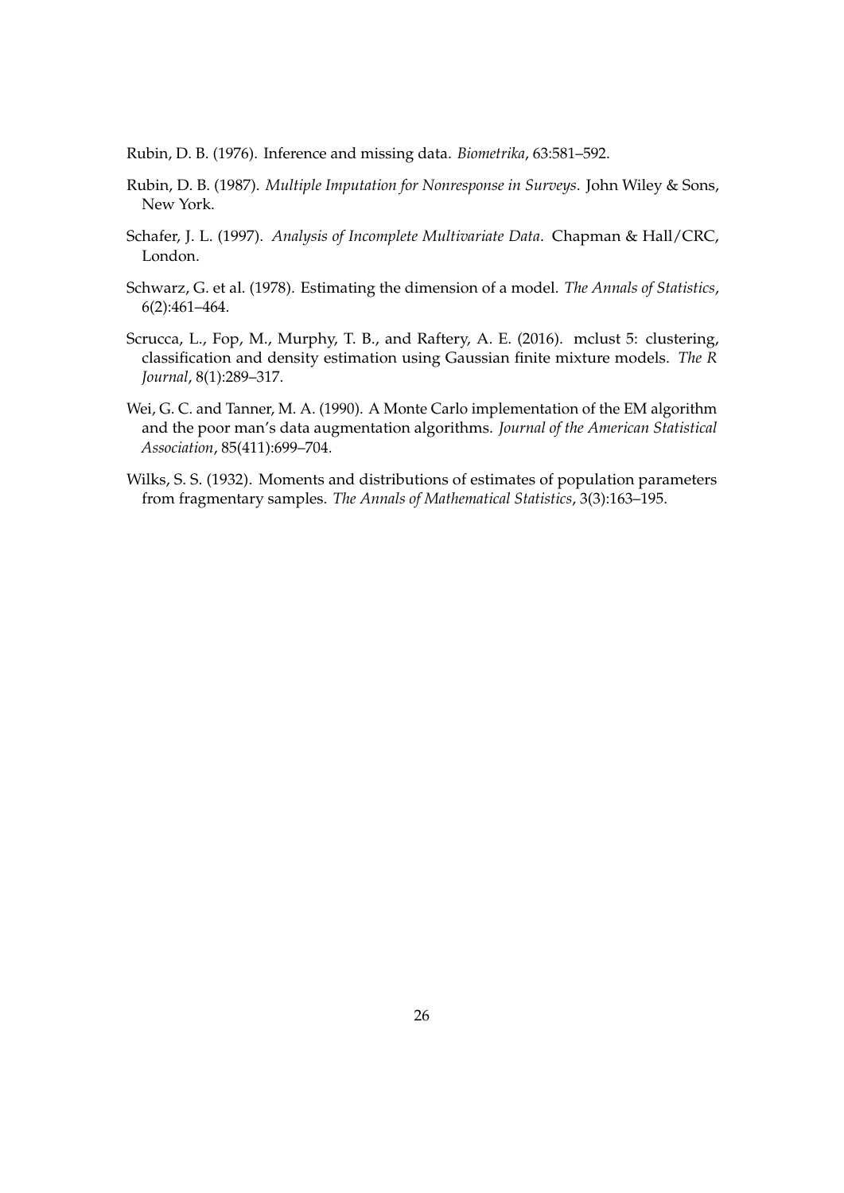Rubin, D. B. (1976). Inference and missing data. *Biometrika*, 63:581–592.

Rubin, D. B. (1987). *Multiple Imputation for Nonresponse in Surveys*. John Wiley & Sons, New York.

Schafer, J. L. (1997). *Analysis of Incomplete Multivariate Data*. Chapman & Hall/CRC, London.

Schwarz, G. et al. (1978). Estimating the dimension of a model. *The Annals of Statistics*, 6(2):461–464.

Scrucca, L., Fop, M., Murphy, T. B., and Raftery, A. E. (2016). mclust 5: clustering, classification and density estimation using Gaussian finite mixture models. *The R Journal*, 8(1):289–317.

Wei, G. C. and Tanner, M. A. (1990). A Monte Carlo implementation of the EM algorithm and the poor man's data augmentation algorithms. *Journal of the American Statistical Association*, 85(411):699–704.

Wilks, S. S. (1932). Moments and distributions of estimates of population parameters from fragmentary samples. *The Annals of Mathematical Statistics*, 3(3):163–195.